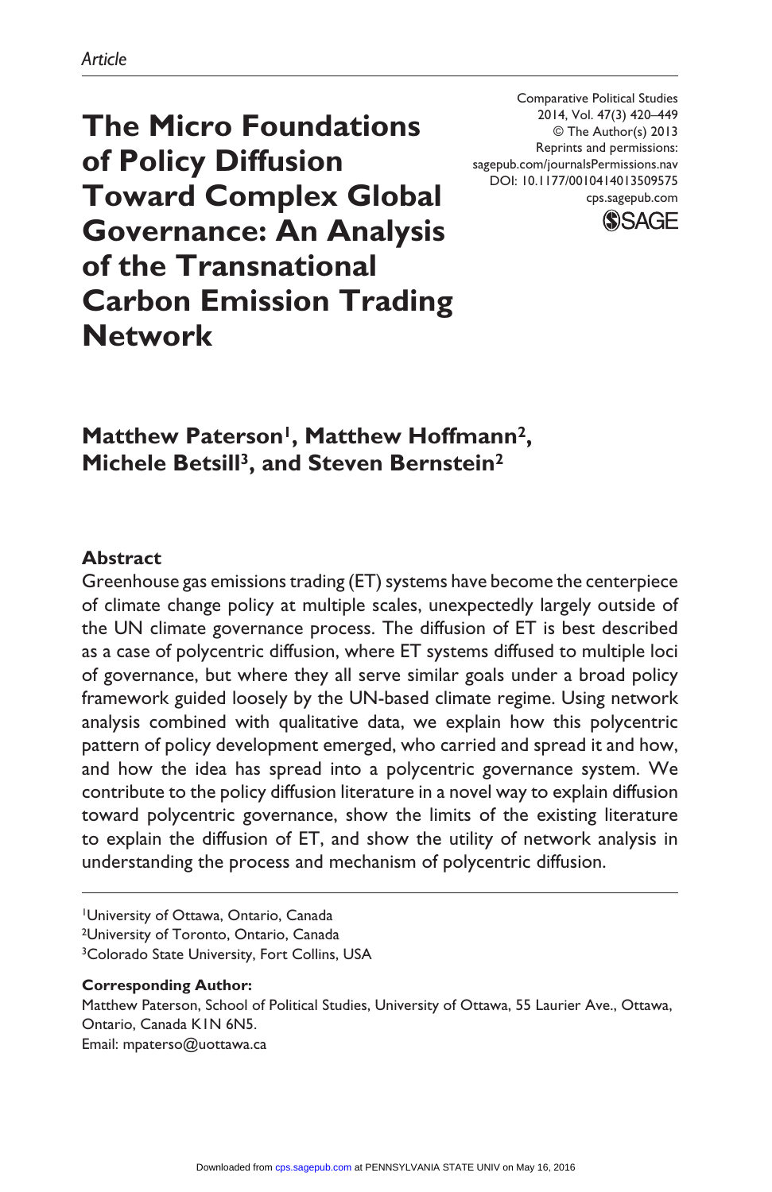*Article*

# The Micro Foundations of Policy Diffusion Toward Complex Global Governance: An Analysis of the Transnational Carbon Emission Trading Network

**Matthew Paterson[1], Matthew Hoffmann[2], Michele Betsill[3], and Steven Bernstein[2]**

## Abstract

Greenhouse gas emissions trading (ET) systems have become the centerpiece of climate change policy at multiple scales, unexpectedly largely outside of the UN climate governance process. The diffusion of ET is best described as a case of polycentric diffusion, where ET systems diffused to multiple loci of governance, but where they all serve similar goals under a broad policy framework guided loosely by the UN-based climate regime. Using network analysis combined with qualitative data, we explain how this polycentric pattern of policy development emerged, who carried and spread it and how, and how the idea has spread into a polycentric governance system. We contribute to the policy diffusion literature in a novel way to explain diffusion toward polycentric governance, show the limits of the existing literature to explain the diffusion of ET, and show the utility of network analysis in understanding the process and mechanism of polycentric diffusion.

[1]University of Ottawa, Ontario, Canada
[2]University of Toronto, Ontario, Canada
[3]Colorado State University, Fort Collins, USA

**Corresponding Author:**
Matthew Paterson, School of Political Studies, University of Ottawa, 55 Laurier Ave., Ottawa, Ontario, Canada K1N 6N5.
Email: mpaterso@uottawa.ca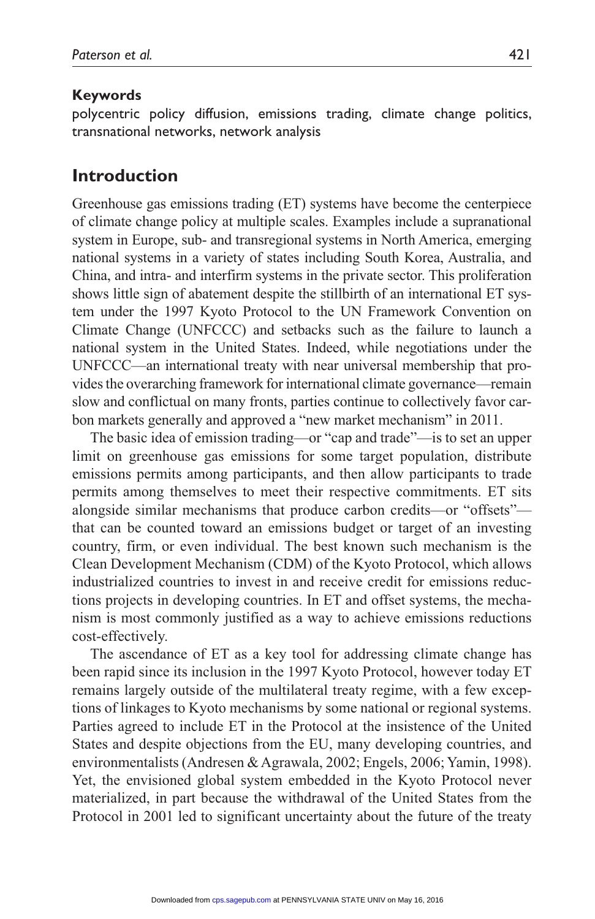**Keywords**

polycentric policy diffusion, emissions trading, climate change politics, transnational networks, network analysis

## Introduction

Greenhouse gas emissions trading (ET) systems have become the centerpiece of climate change policy at multiple scales. Examples include a supranational system in Europe, sub- and transregional systems in North America, emerging national systems in a variety of states including South Korea, Australia, and China, and intra- and interfirm systems in the private sector. This proliferation shows little sign of abatement despite the stillbirth of an international ET system under the 1997 Kyoto Protocol to the UN Framework Convention on Climate Change (UNFCCC) and setbacks such as the failure to launch a national system in the United States. Indeed, while negotiations under the UNFCCC—an international treaty with near universal membership that provides the overarching framework for international climate governance—remain slow and conflictual on many fronts, parties continue to collectively favor carbon markets generally and approved a "new market mechanism" in 2011.

The basic idea of emission trading—or "cap and trade"—is to set an upper limit on greenhouse gas emissions for some target population, distribute emissions permits among participants, and then allow participants to trade permits among themselves to meet their respective commitments. ET sits alongside similar mechanisms that produce carbon credits—or "offsets"—that can be counted toward an emissions budget or target of an investing country, firm, or even individual. The best known such mechanism is the Clean Development Mechanism (CDM) of the Kyoto Protocol, which allows industrialized countries to invest in and receive credit for emissions reductions projects in developing countries. In ET and offset systems, the mechanism is most commonly justified as a way to achieve emissions reductions cost-effectively.

The ascendance of ET as a key tool for addressing climate change has been rapid since its inclusion in the 1997 Kyoto Protocol, however today ET remains largely outside of the multilateral treaty regime, with a few exceptions of linkages to Kyoto mechanisms by some national or regional systems. Parties agreed to include ET in the Protocol at the insistence of the United States and despite objections from the EU, many developing countries, and environmentalists (Andresen & Agrawala, 2002; Engels, 2006; Yamin, 1998). Yet, the envisioned global system embedded in the Kyoto Protocol never materialized, in part because the withdrawal of the United States from the Protocol in 2001 led to significant uncertainty about the future of the treaty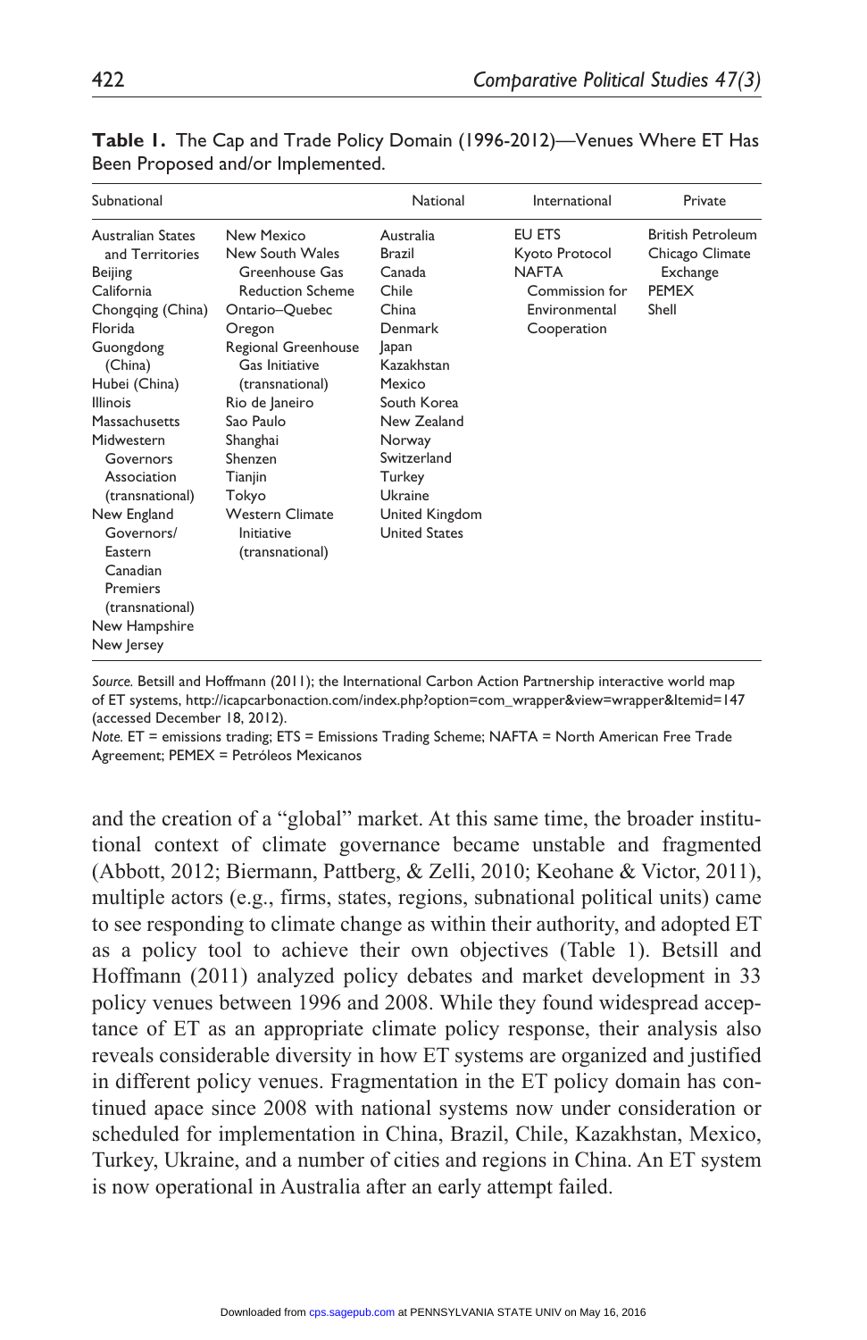**Table 1.** The Cap and Trade Policy Domain (1996-2012)—Venues Where ET Has Been Proposed and/or Implemented.

| Subnational | | National | International | Private |
|---|---|---|---|---|
| Australian States and Territories | New Mexico | Australia | EU ETS | British Petroleum |
| Beijing | New South Wales Greenhouse Gas Reduction Scheme | Brazil | Kyoto Protocol | Chicago Climate Exchange |
| California | Ontario–Quebec | Canada | NAFTA Commission for Environmental Cooperation | PEMEX |
| Chongqing (China) | Oregon | Chile | | Shell |
| Florida | Regional Greenhouse Gas Initiative (transnational) | China | | |
| Guongdong (China) | Rio de Janeiro | Denmark | | |
| Hubei (China) | Sao Paulo | Japan | | |
| Illinois | Shanghai | Kazakhstan | | |
| Massachusetts | Shenzen | Mexico | | |
| Midwestern Governors Association (transnational) | Tianjin | South Korea | | |
| New England Governors/ Eastern Canadian Premiers (transnational) | Tokyo | New Zealand | | |
| New Hampshire | Western Climate Initiative (transnational) | Norway | | |
| New Jersey | | Switzerland | | |
| | | Turkey | | |
| | | Ukraine | | |
| | | United Kingdom | | |
| | | United States | | |

*Source.* Betsill and Hoffmann (2011); the International Carbon Action Partnership interactive world map of ET systems, http://icapcarbonaction.com/index.php?option=com_wrapper&view=wrapper&Itemid=147 (accessed December 18, 2012).
*Note.* ET = emissions trading; ETS = Emissions Trading Scheme; NAFTA = North American Free Trade Agreement; PEMEX = Petróleos Mexicanos

and the creation of a "global" market. At this same time, the broader institutional context of climate governance became unstable and fragmented (Abbott, 2012; Biermann, Pattberg, & Zelli, 2010; Keohane & Victor, 2011), multiple actors (e.g., firms, states, regions, subnational political units) came to see responding to climate change as within their authority, and adopted ET as a policy tool to achieve their own objectives (Table 1). Betsill and Hoffmann (2011) analyzed policy debates and market development in 33 policy venues between 1996 and 2008. While they found widespread acceptance of ET as an appropriate climate policy response, their analysis also reveals considerable diversity in how ET systems are organized and justified in different policy venues. Fragmentation in the ET policy domain has continued apace since 2008 with national systems now under consideration or scheduled for implementation in China, Brazil, Chile, Kazakhstan, Mexico, Turkey, Ukraine, and a number of cities and regions in China. An ET system is now operational in Australia after an early attempt failed.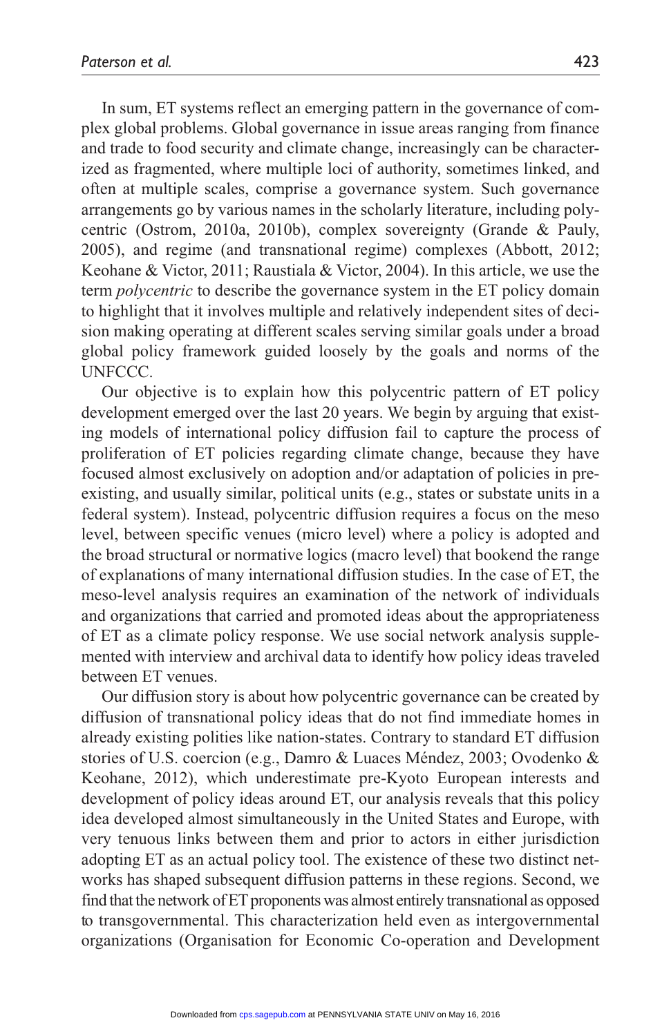In sum, ET systems reflect an emerging pattern in the governance of complex global problems. Global governance in issue areas ranging from finance and trade to food security and climate change, increasingly can be characterized as fragmented, where multiple loci of authority, sometimes linked, and often at multiple scales, comprise a governance system. Such governance arrangements go by various names in the scholarly literature, including polycentric (Ostrom, 2010a, 2010b), complex sovereignty (Grande & Pauly, 2005), and regime (and transnational regime) complexes (Abbott, 2012; Keohane & Victor, 2011; Raustiala & Victor, 2004). In this article, we use the term *polycentric* to describe the governance system in the ET policy domain to highlight that it involves multiple and relatively independent sites of decision making operating at different scales serving similar goals under a broad global policy framework guided loosely by the goals and norms of the UNFCCC.

Our objective is to explain how this polycentric pattern of ET policy development emerged over the last 20 years. We begin by arguing that existing models of international policy diffusion fail to capture the process of proliferation of ET policies regarding climate change, because they have focused almost exclusively on adoption and/or adaptation of policies in preexisting, and usually similar, political units (e.g., states or substate units in a federal system). Instead, polycentric diffusion requires a focus on the meso level, between specific venues (micro level) where a policy is adopted and the broad structural or normative logics (macro level) that bookend the range of explanations of many international diffusion studies. In the case of ET, the meso-level analysis requires an examination of the network of individuals and organizations that carried and promoted ideas about the appropriateness of ET as a climate policy response. We use social network analysis supplemented with interview and archival data to identify how policy ideas traveled between ET venues.

Our diffusion story is about how polycentric governance can be created by diffusion of transnational policy ideas that do not find immediate homes in already existing polities like nation-states. Contrary to standard ET diffusion stories of U.S. coercion (e.g., Damro & Luaces Méndez, 2003; Ovodenko & Keohane, 2012), which underestimate pre-Kyoto European interests and development of policy ideas around ET, our analysis reveals that this policy idea developed almost simultaneously in the United States and Europe, with very tenuous links between them and prior to actors in either jurisdiction adopting ET as an actual policy tool. The existence of these two distinct networks has shaped subsequent diffusion patterns in these regions. Second, we find that the network of ET proponents was almost entirely transnational as opposed to transgovernmental. This characterization held even as intergovernmental organizations (Organisation for Economic Co-operation and Development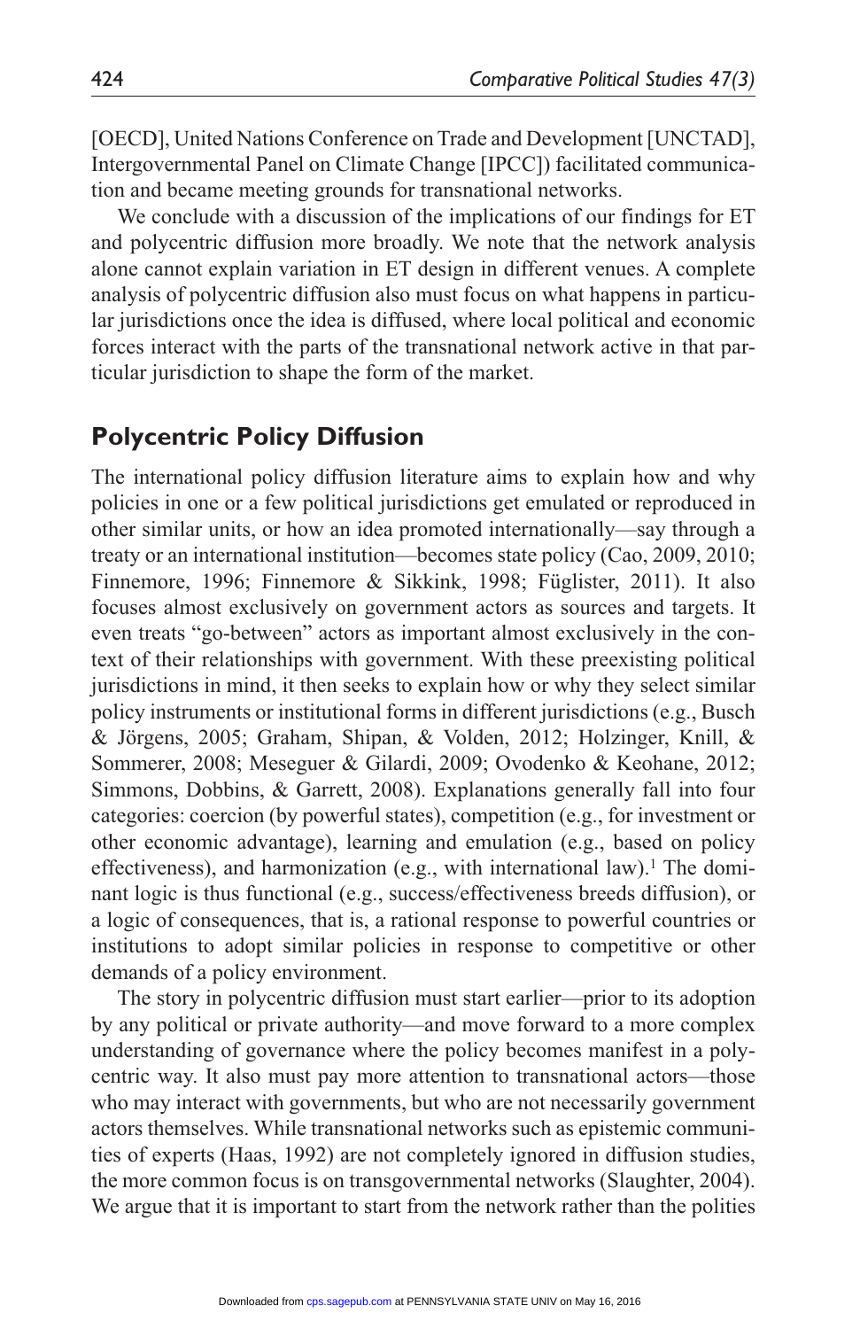[OECD], United Nations Conference on Trade and Development [UNCTAD], Intergovernmental Panel on Climate Change [IPCC]) facilitated communication and became meeting grounds for transnational networks.

We conclude with a discussion of the implications of our findings for ET and polycentric diffusion more broadly. We note that the network analysis alone cannot explain variation in ET design in different venues. A complete analysis of polycentric diffusion also must focus on what happens in particular jurisdictions once the idea is diffused, where local political and economic forces interact with the parts of the transnational network active in that particular jurisdiction to shape the form of the market.

## Polycentric Policy Diffusion

The international policy diffusion literature aims to explain how and why policies in one or a few political jurisdictions get emulated or reproduced in other similar units, or how an idea promoted internationally—say through a treaty or an international institution—becomes state policy (Cao, 2009, 2010; Finnemore, 1996; Finnemore & Sikkink, 1998; Füglister, 2011). It also focuses almost exclusively on government actors as sources and targets. It even treats "go-between" actors as important almost exclusively in the context of their relationships with government. With these preexisting political jurisdictions in mind, it then seeks to explain how or why they select similar policy instruments or institutional forms in different jurisdictions (e.g., Busch & Jörgens, 2005; Graham, Shipan, & Volden, 2012; Holzinger, Knill, & Sommerer, 2008; Meseguer & Gilardi, 2009; Ovodenko & Keohane, 2012; Simmons, Dobbins, & Garrett, 2008). Explanations generally fall into four categories: coercion (by powerful states), competition (e.g., for investment or other economic advantage), learning and emulation (e.g., based on policy effectiveness), and harmonization (e.g., with international law).[1] The dominant logic is thus functional (e.g., success/effectiveness breeds diffusion), or a logic of consequences, that is, a rational response to powerful countries or institutions to adopt similar policies in response to competitive or other demands of a policy environment.

The story in polycentric diffusion must start earlier—prior to its adoption by any political or private authority—and move forward to a more complex understanding of governance where the policy becomes manifest in a polycentric way. It also must pay more attention to transnational actors—those who may interact with governments, but who are not necessarily government actors themselves. While transnational networks such as epistemic communities of experts (Haas, 1992) are not completely ignored in diffusion studies, the more common focus is on transgovernmental networks (Slaughter, 2004). We argue that it is important to start from the network rather than the polities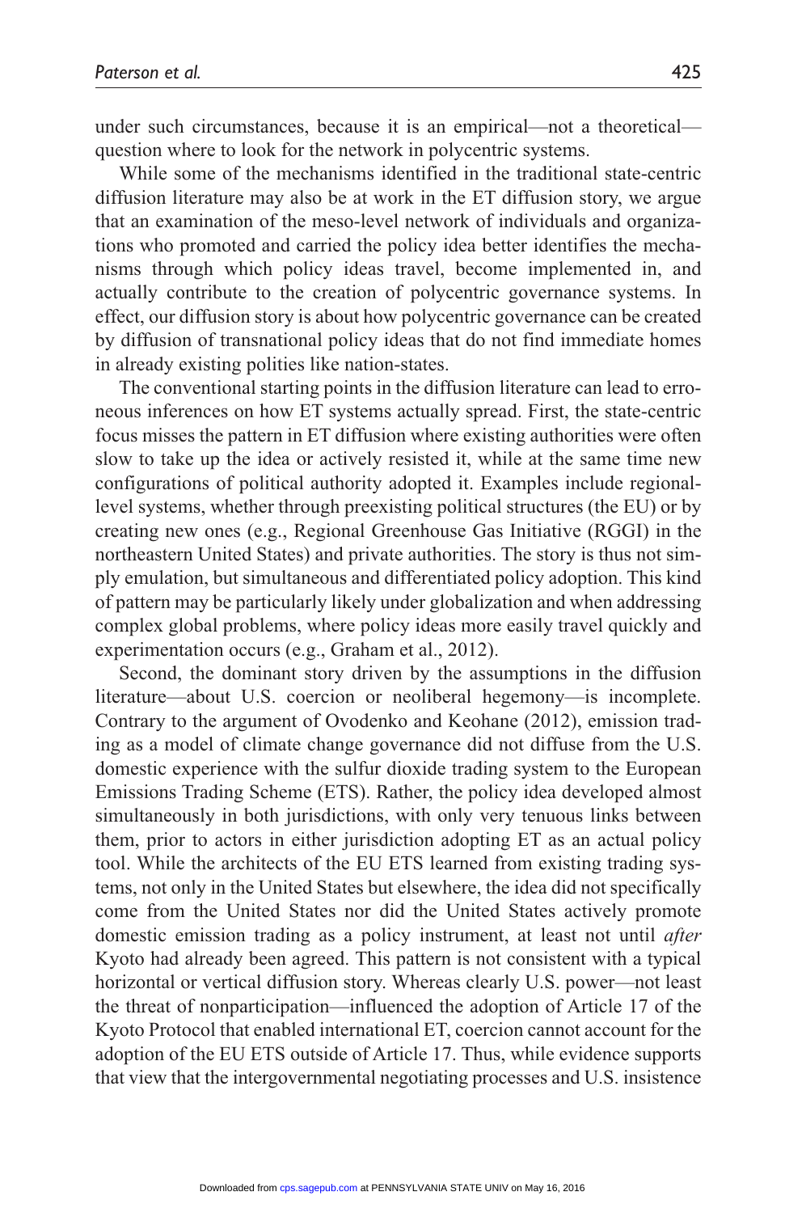under such circumstances, because it is an empirical—not a theoretical—question where to look for the network in polycentric systems.

While some of the mechanisms identified in the traditional state-centric diffusion literature may also be at work in the ET diffusion story, we argue that an examination of the meso-level network of individuals and organizations who promoted and carried the policy idea better identifies the mechanisms through which policy ideas travel, become implemented in, and actually contribute to the creation of polycentric governance systems. In effect, our diffusion story is about how polycentric governance can be created by diffusion of transnational policy ideas that do not find immediate homes in already existing polities like nation-states.

The conventional starting points in the diffusion literature can lead to erroneous inferences on how ET systems actually spread. First, the state-centric focus misses the pattern in ET diffusion where existing authorities were often slow to take up the idea or actively resisted it, while at the same time new configurations of political authority adopted it. Examples include regional-level systems, whether through preexisting political structures (the EU) or by creating new ones (e.g., Regional Greenhouse Gas Initiative (RGGI) in the northeastern United States) and private authorities. The story is thus not simply emulation, but simultaneous and differentiated policy adoption. This kind of pattern may be particularly likely under globalization and when addressing complex global problems, where policy ideas more easily travel quickly and experimentation occurs (e.g., Graham et al., 2012).

Second, the dominant story driven by the assumptions in the diffusion literature—about U.S. coercion or neoliberal hegemony—is incomplete. Contrary to the argument of Ovodenko and Keohane (2012), emission trading as a model of climate change governance did not diffuse from the U.S. domestic experience with the sulfur dioxide trading system to the European Emissions Trading Scheme (ETS). Rather, the policy idea developed almost simultaneously in both jurisdictions, with only very tenuous links between them, prior to actors in either jurisdiction adopting ET as an actual policy tool. While the architects of the EU ETS learned from existing trading systems, not only in the United States but elsewhere, the idea did not specifically come from the United States nor did the United States actively promote domestic emission trading as a policy instrument, at least not until *after* Kyoto had already been agreed. This pattern is not consistent with a typical horizontal or vertical diffusion story. Whereas clearly U.S. power—not least the threat of nonparticipation—influenced the adoption of Article 17 of the Kyoto Protocol that enabled international ET, coercion cannot account for the adoption of the EU ETS outside of Article 17. Thus, while evidence supports that view that the intergovernmental negotiating processes and U.S. insistence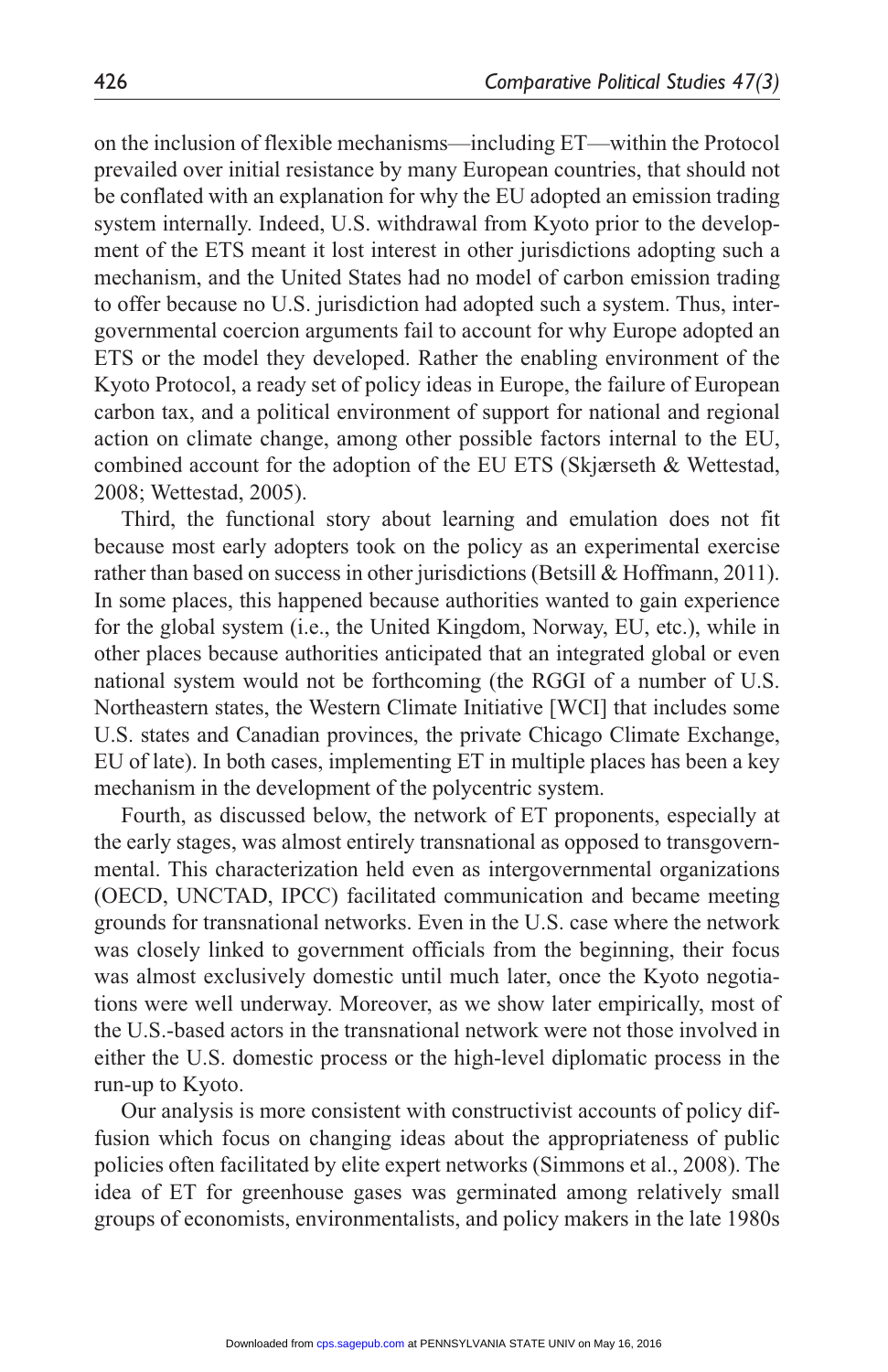on the inclusion of flexible mechanisms—including ET—within the Protocol prevailed over initial resistance by many European countries, that should not be conflated with an explanation for why the EU adopted an emission trading system internally. Indeed, U.S. withdrawal from Kyoto prior to the development of the ETS meant it lost interest in other jurisdictions adopting such a mechanism, and the United States had no model of carbon emission trading to offer because no U.S. jurisdiction had adopted such a system. Thus, intergovernmental coercion arguments fail to account for why Europe adopted an ETS or the model they developed. Rather the enabling environment of the Kyoto Protocol, a ready set of policy ideas in Europe, the failure of European carbon tax, and a political environment of support for national and regional action on climate change, among other possible factors internal to the EU, combined account for the adoption of the EU ETS (Skjærseth & Wettestad, 2008; Wettestad, 2005).

Third, the functional story about learning and emulation does not fit because most early adopters took on the policy as an experimental exercise rather than based on success in other jurisdictions (Betsill & Hoffmann, 2011). In some places, this happened because authorities wanted to gain experience for the global system (i.e., the United Kingdom, Norway, EU, etc.), while in other places because authorities anticipated that an integrated global or even national system would not be forthcoming (the RGGI of a number of U.S. Northeastern states, the Western Climate Initiative [WCI] that includes some U.S. states and Canadian provinces, the private Chicago Climate Exchange, EU of late). In both cases, implementing ET in multiple places has been a key mechanism in the development of the polycentric system.

Fourth, as discussed below, the network of ET proponents, especially at the early stages, was almost entirely transnational as opposed to transgovernmental. This characterization held even as intergovernmental organizations (OECD, UNCTAD, IPCC) facilitated communication and became meeting grounds for transnational networks. Even in the U.S. case where the network was closely linked to government officials from the beginning, their focus was almost exclusively domestic until much later, once the Kyoto negotiations were well underway. Moreover, as we show later empirically, most of the U.S.-based actors in the transnational network were not those involved in either the U.S. domestic process or the high-level diplomatic process in the run-up to Kyoto.

Our analysis is more consistent with constructivist accounts of policy diffusion which focus on changing ideas about the appropriateness of public policies often facilitated by elite expert networks (Simmons et al., 2008). The idea of ET for greenhouse gases was germinated among relatively small groups of economists, environmentalists, and policy makers in the late 1980s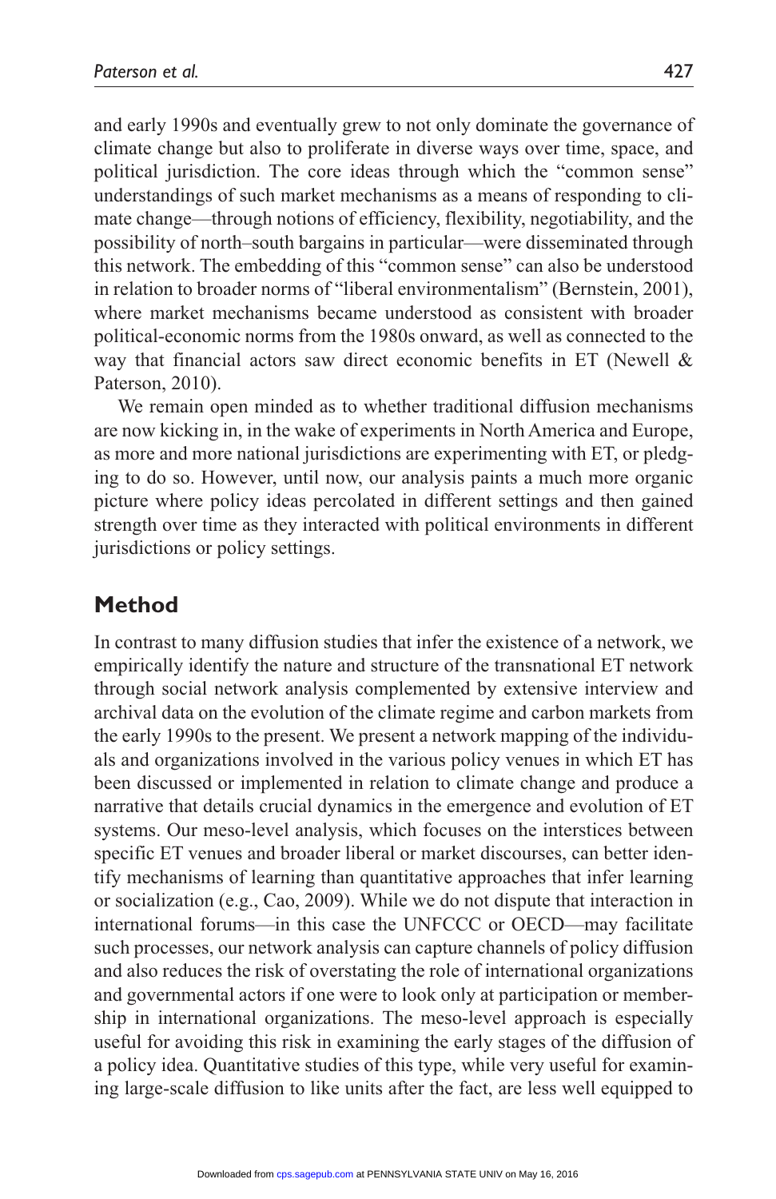and early 1990s and eventually grew to not only dominate the governance of climate change but also to proliferate in diverse ways over time, space, and political jurisdiction. The core ideas through which the "common sense" understandings of such market mechanisms as a means of responding to climate change—through notions of efficiency, flexibility, negotiability, and the possibility of north–south bargains in particular—were disseminated through this network. The embedding of this "common sense" can also be understood in relation to broader norms of "liberal environmentalism" (Bernstein, 2001), where market mechanisms became understood as consistent with broader political-economic norms from the 1980s onward, as well as connected to the way that financial actors saw direct economic benefits in ET (Newell & Paterson, 2010).

We remain open minded as to whether traditional diffusion mechanisms are now kicking in, in the wake of experiments in North America and Europe, as more and more national jurisdictions are experimenting with ET, or pledging to do so. However, until now, our analysis paints a much more organic picture where policy ideas percolated in different settings and then gained strength over time as they interacted with political environments in different jurisdictions or policy settings.

## Method

In contrast to many diffusion studies that infer the existence of a network, we empirically identify the nature and structure of the transnational ET network through social network analysis complemented by extensive interview and archival data on the evolution of the climate regime and carbon markets from the early 1990s to the present. We present a network mapping of the individuals and organizations involved in the various policy venues in which ET has been discussed or implemented in relation to climate change and produce a narrative that details crucial dynamics in the emergence and evolution of ET systems. Our meso-level analysis, which focuses on the interstices between specific ET venues and broader liberal or market discourses, can better identify mechanisms of learning than quantitative approaches that infer learning or socialization (e.g., Cao, 2009). While we do not dispute that interaction in international forums—in this case the UNFCCC or OECD—may facilitate such processes, our network analysis can capture channels of policy diffusion and also reduces the risk of overstating the role of international organizations and governmental actors if one were to look only at participation or membership in international organizations. The meso-level approach is especially useful for avoiding this risk in examining the early stages of the diffusion of a policy idea. Quantitative studies of this type, while very useful for examining large-scale diffusion to like units after the fact, are less well equipped to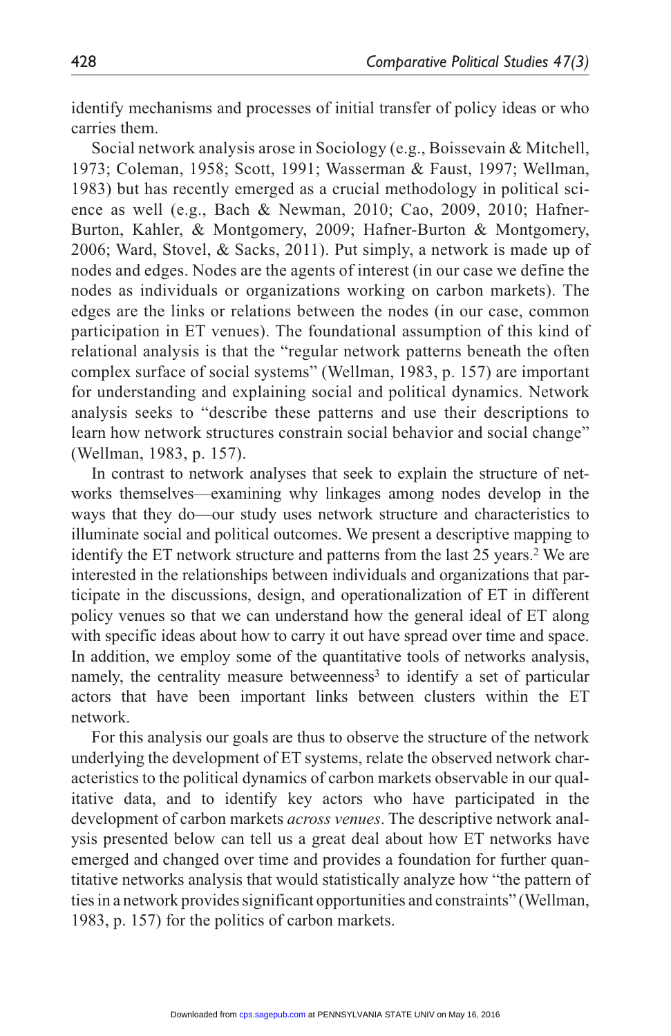identify mechanisms and processes of initial transfer of policy ideas or who carries them.

Social network analysis arose in Sociology (e.g., Boissevain & Mitchell, 1973; Coleman, 1958; Scott, 1991; Wasserman & Faust, 1997; Wellman, 1983) but has recently emerged as a crucial methodology in political science as well (e.g., Bach & Newman, 2010; Cao, 2009, 2010; Hafner-Burton, Kahler, & Montgomery, 2009; Hafner-Burton & Montgomery, 2006; Ward, Stovel, & Sacks, 2011). Put simply, a network is made up of nodes and edges. Nodes are the agents of interest (in our case we define the nodes as individuals or organizations working on carbon markets). The edges are the links or relations between the nodes (in our case, common participation in ET venues). The foundational assumption of this kind of relational analysis is that the "regular network patterns beneath the often complex surface of social systems" (Wellman, 1983, p. 157) are important for understanding and explaining social and political dynamics. Network analysis seeks to "describe these patterns and use their descriptions to learn how network structures constrain social behavior and social change" (Wellman, 1983, p. 157).

In contrast to network analyses that seek to explain the structure of networks themselves—examining why linkages among nodes develop in the ways that they do—our study uses network structure and characteristics to illuminate social and political outcomes. We present a descriptive mapping to identify the ET network structure and patterns from the last 25 years.[2] We are interested in the relationships between individuals and organizations that participate in the discussions, design, and operationalization of ET in different policy venues so that we can understand how the general ideal of ET along with specific ideas about how to carry it out have spread over time and space. In addition, we employ some of the quantitative tools of networks analysis, namely, the centrality measure betweenness[3] to identify a set of particular actors that have been important links between clusters within the ET network.

For this analysis our goals are thus to observe the structure of the network underlying the development of ET systems, relate the observed network characteristics to the political dynamics of carbon markets observable in our qualitative data, and to identify key actors who have participated in the development of carbon markets *across venues*. The descriptive network analysis presented below can tell us a great deal about how ET networks have emerged and changed over time and provides a foundation for further quantitative networks analysis that would statistically analyze how "the pattern of ties in a network provides significant opportunities and constraints" (Wellman, 1983, p. 157) for the politics of carbon markets.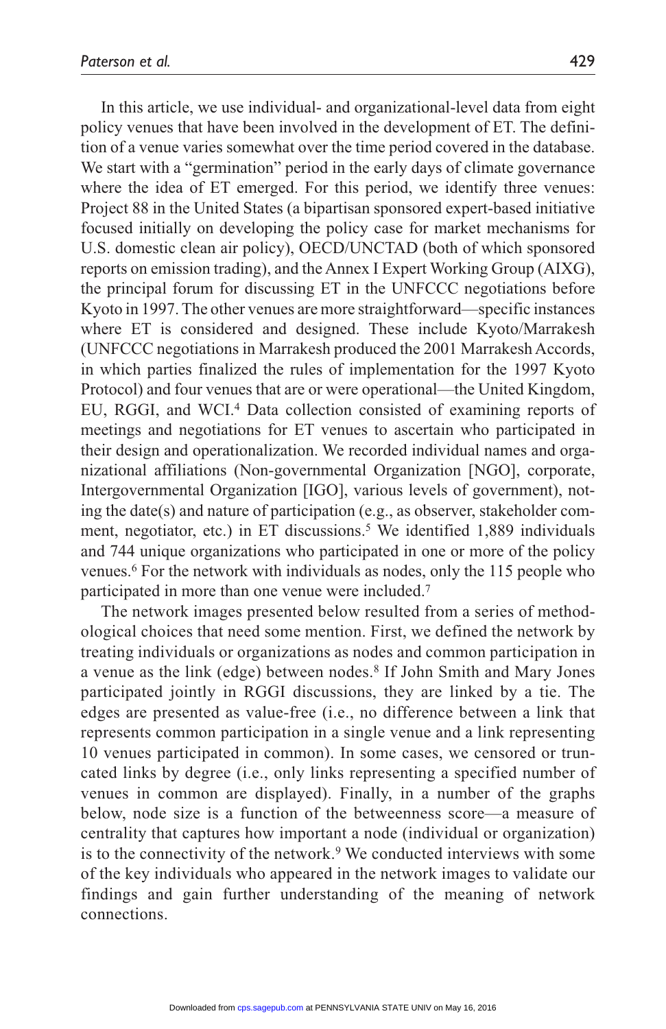In this article, we use individual- and organizational-level data from eight policy venues that have been involved in the development of ET. The definition of a venue varies somewhat over the time period covered in the database. We start with a "germination" period in the early days of climate governance where the idea of ET emerged. For this period, we identify three venues: Project 88 in the United States (a bipartisan sponsored expert-based initiative focused initially on developing the policy case for market mechanisms for U.S. domestic clean air policy), OECD/UNCTAD (both of which sponsored reports on emission trading), and the Annex I Expert Working Group (AIXG), the principal forum for discussing ET in the UNFCCC negotiations before Kyoto in 1997. The other venues are more straightforward—specific instances where ET is considered and designed. These include Kyoto/Marrakesh (UNFCCC negotiations in Marrakesh produced the 2001 Marrakesh Accords, in which parties finalized the rules of implementation for the 1997 Kyoto Protocol) and four venues that are or were operational—the United Kingdom, EU, RGGI, and WCI.[4] Data collection consisted of examining reports of meetings and negotiations for ET venues to ascertain who participated in their design and operationalization. We recorded individual names and organizational affiliations (Non-governmental Organization [NGO], corporate, Intergovernmental Organization [IGO], various levels of government), noting the date(s) and nature of participation (e.g., as observer, stakeholder comment, negotiator, etc.) in ET discussions.[5] We identified 1,889 individuals and 744 unique organizations who participated in one or more of the policy venues.[6] For the network with individuals as nodes, only the 115 people who participated in more than one venue were included.[7]

The network images presented below resulted from a series of methodological choices that need some mention. First, we defined the network by treating individuals or organizations as nodes and common participation in a venue as the link (edge) between nodes.[8] If John Smith and Mary Jones participated jointly in RGGI discussions, they are linked by a tie. The edges are presented as value-free (i.e., no difference between a link that represents common participation in a single venue and a link representing 10 venues participated in common). In some cases, we censored or truncated links by degree (i.e., only links representing a specified number of venues in common are displayed). Finally, in a number of the graphs below, node size is a function of the betweenness score—a measure of centrality that captures how important a node (individual or organization) is to the connectivity of the network.[9] We conducted interviews with some of the key individuals who appeared in the network images to validate our findings and gain further understanding of the meaning of network connections.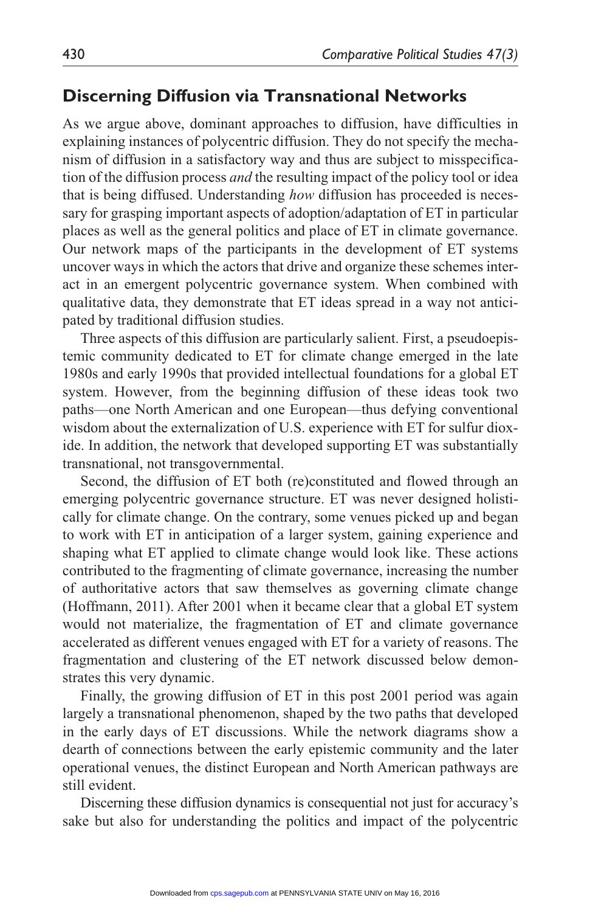## Discerning Diffusion via Transnational Networks

As we argue above, dominant approaches to diffusion, have difficulties in explaining instances of polycentric diffusion. They do not specify the mechanism of diffusion in a satisfactory way and thus are subject to misspecification of the diffusion process *and* the resulting impact of the policy tool or idea that is being diffused. Understanding *how* diffusion has proceeded is necessary for grasping important aspects of adoption/adaptation of ET in particular places as well as the general politics and place of ET in climate governance. Our network maps of the participants in the development of ET systems uncover ways in which the actors that drive and organize these schemes interact in an emergent polycentric governance system. When combined with qualitative data, they demonstrate that ET ideas spread in a way not anticipated by traditional diffusion studies.

Three aspects of this diffusion are particularly salient. First, a pseudoepistemic community dedicated to ET for climate change emerged in the late 1980s and early 1990s that provided intellectual foundations for a global ET system. However, from the beginning diffusion of these ideas took two paths—one North American and one European—thus defying conventional wisdom about the externalization of U.S. experience with ET for sulfur dioxide. In addition, the network that developed supporting ET was substantially transnational, not transgovernmental.

Second, the diffusion of ET both (re)constituted and flowed through an emerging polycentric governance structure. ET was never designed holistically for climate change. On the contrary, some venues picked up and began to work with ET in anticipation of a larger system, gaining experience and shaping what ET applied to climate change would look like. These actions contributed to the fragmenting of climate governance, increasing the number of authoritative actors that saw themselves as governing climate change (Hoffmann, 2011). After 2001 when it became clear that a global ET system would not materialize, the fragmentation of ET and climate governance accelerated as different venues engaged with ET for a variety of reasons. The fragmentation and clustering of the ET network discussed below demonstrates this very dynamic.

Finally, the growing diffusion of ET in this post 2001 period was again largely a transnational phenomenon, shaped by the two paths that developed in the early days of ET discussions. While the network diagrams show a dearth of connections between the early epistemic community and the later operational venues, the distinct European and North American pathways are still evident.

Discerning these diffusion dynamics is consequential not just for accuracy's sake but also for understanding the politics and impact of the polycentric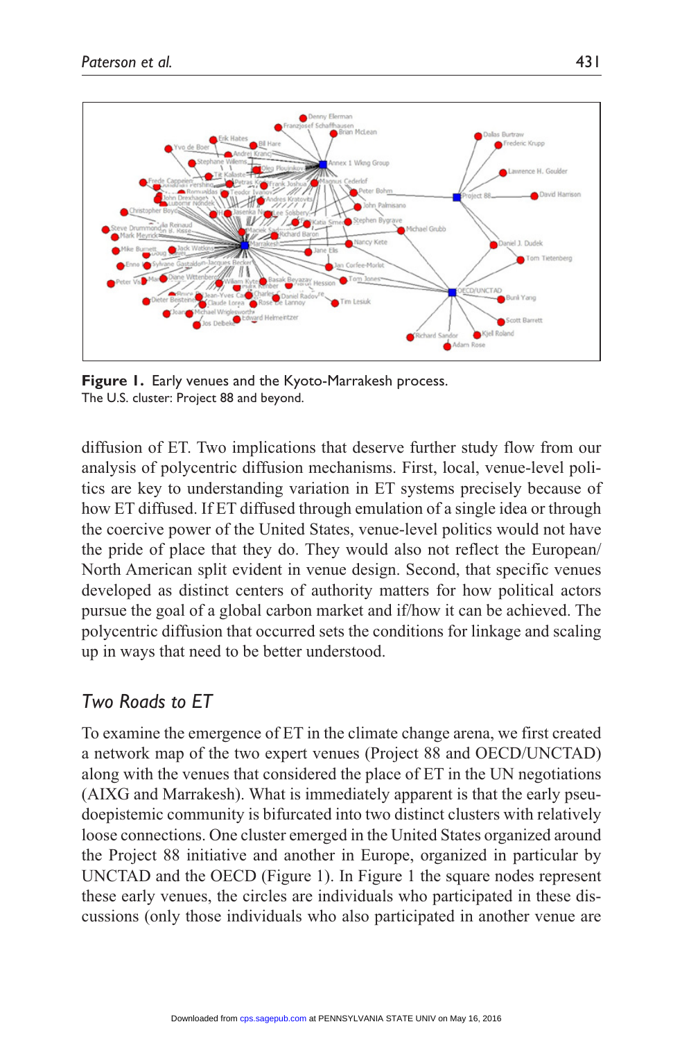**Figure 1.** Early venues and the Kyoto-Marrakesh process.
The U.S. cluster: Project 88 and beyond.

diffusion of ET. Two implications that deserve further study flow from our analysis of polycentric diffusion mechanisms. First, local, venue-level politics are key to understanding variation in ET systems precisely because of how ET diffused. If ET diffused through emulation of a single idea or through the coercive power of the United States, venue-level politics would not have the pride of place that they do. They would also not reflect the European/North American split evident in venue design. Second, that specific venues developed as distinct centers of authority matters for how political actors pursue the goal of a global carbon market and if/how it can be achieved. The polycentric diffusion that occurred sets the conditions for linkage and scaling up in ways that need to be better understood.

## *Two Roads to ET*

To examine the emergence of ET in the climate change arena, we first created a network map of the two expert venues (Project 88 and OECD/UNCTAD) along with the venues that considered the place of ET in the UN negotiations (AIXG and Marrakesh). What is immediately apparent is that the early pseudoepistemic community is bifurcated into two distinct clusters with relatively loose connections. One cluster emerged in the United States organized around the Project 88 initiative and another in Europe, organized in particular by UNCTAD and the OECD (Figure 1). In Figure 1 the square nodes represent these early venues, the circles are individuals who participated in these discussions (only those individuals who also participated in another venue are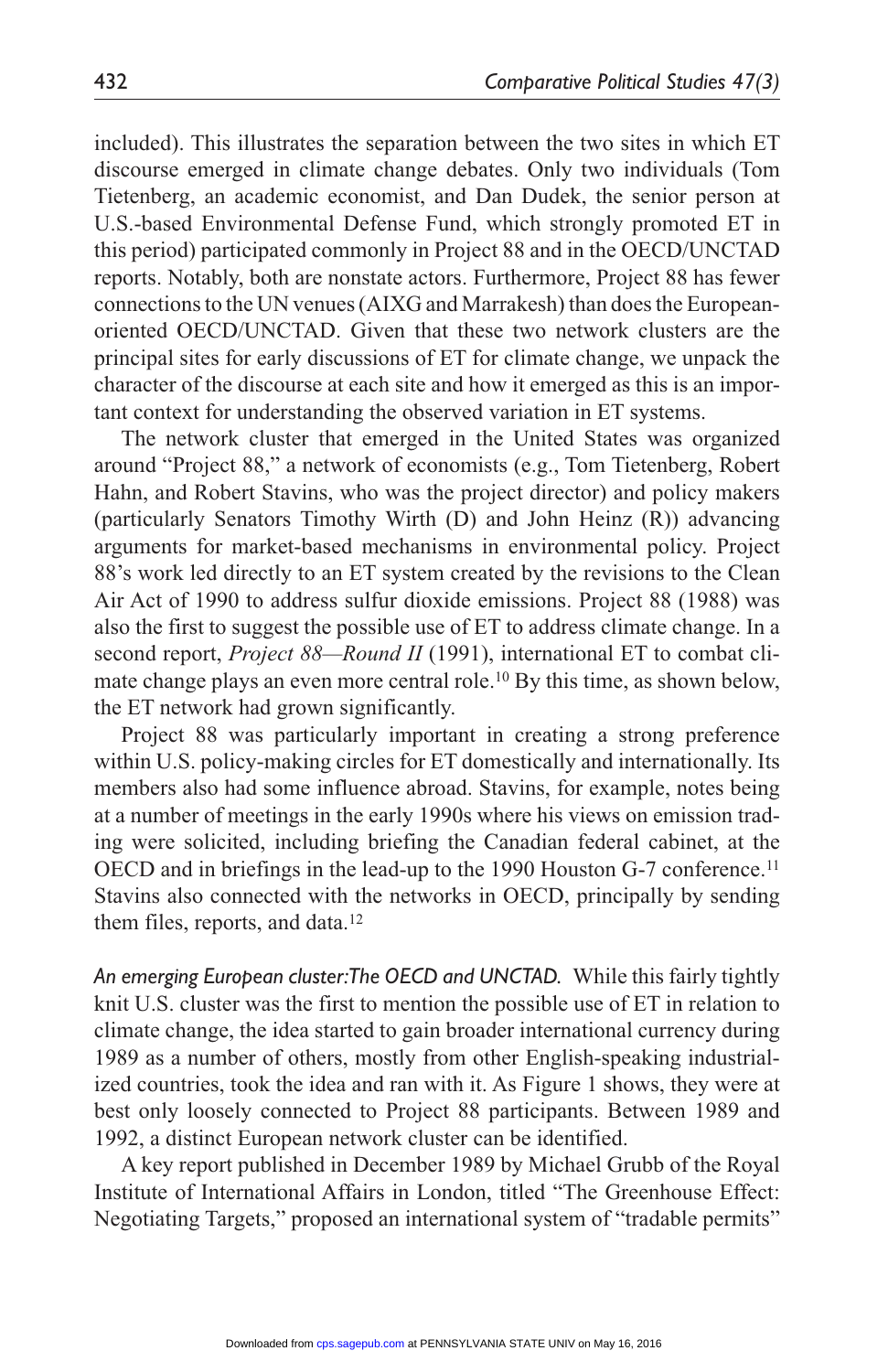included). This illustrates the separation between the two sites in which ET discourse emerged in climate change debates. Only two individuals (Tom Tietenberg, an academic economist, and Dan Dudek, the senior person at U.S.-based Environmental Defense Fund, which strongly promoted ET in this period) participated commonly in Project 88 and in the OECD/UNCTAD reports. Notably, both are nonstate actors. Furthermore, Project 88 has fewer connections to the UN venues (AIXG and Marrakesh) than does the European-oriented OECD/UNCTAD. Given that these two network clusters are the principal sites for early discussions of ET for climate change, we unpack the character of the discourse at each site and how it emerged as this is an important context for understanding the observed variation in ET systems.

The network cluster that emerged in the United States was organized around "Project 88," a network of economists (e.g., Tom Tietenberg, Robert Hahn, and Robert Stavins, who was the project director) and policy makers (particularly Senators Timothy Wirth (D) and John Heinz (R)) advancing arguments for market-based mechanisms in environmental policy. Project 88's work led directly to an ET system created by the revisions to the Clean Air Act of 1990 to address sulfur dioxide emissions. Project 88 (1988) was also the first to suggest the possible use of ET to address climate change. In a second report, *Project 88—Round II* (1991), international ET to combat climate change plays an even more central role.[10] By this time, as shown below, the ET network had grown significantly.

Project 88 was particularly important in creating a strong preference within U.S. policy-making circles for ET domestically and internationally. Its members also had some influence abroad. Stavins, for example, notes being at a number of meetings in the early 1990s where his views on emission trading were solicited, including briefing the Canadian federal cabinet, at the OECD and in briefings in the lead-up to the 1990 Houston G-7 conference.[11] Stavins also connected with the networks in OECD, principally by sending them files, reports, and data.[12]

*An emerging European cluster: The OECD and UNCTAD.* While this fairly tightly knit U.S. cluster was the first to mention the possible use of ET in relation to climate change, the idea started to gain broader international currency during 1989 as a number of others, mostly from other English-speaking industrialized countries, took the idea and ran with it. As Figure 1 shows, they were at best only loosely connected to Project 88 participants. Between 1989 and 1992, a distinct European network cluster can be identified.

A key report published in December 1989 by Michael Grubb of the Royal Institute of International Affairs in London, titled "The Greenhouse Effect: Negotiating Targets," proposed an international system of "tradable permits"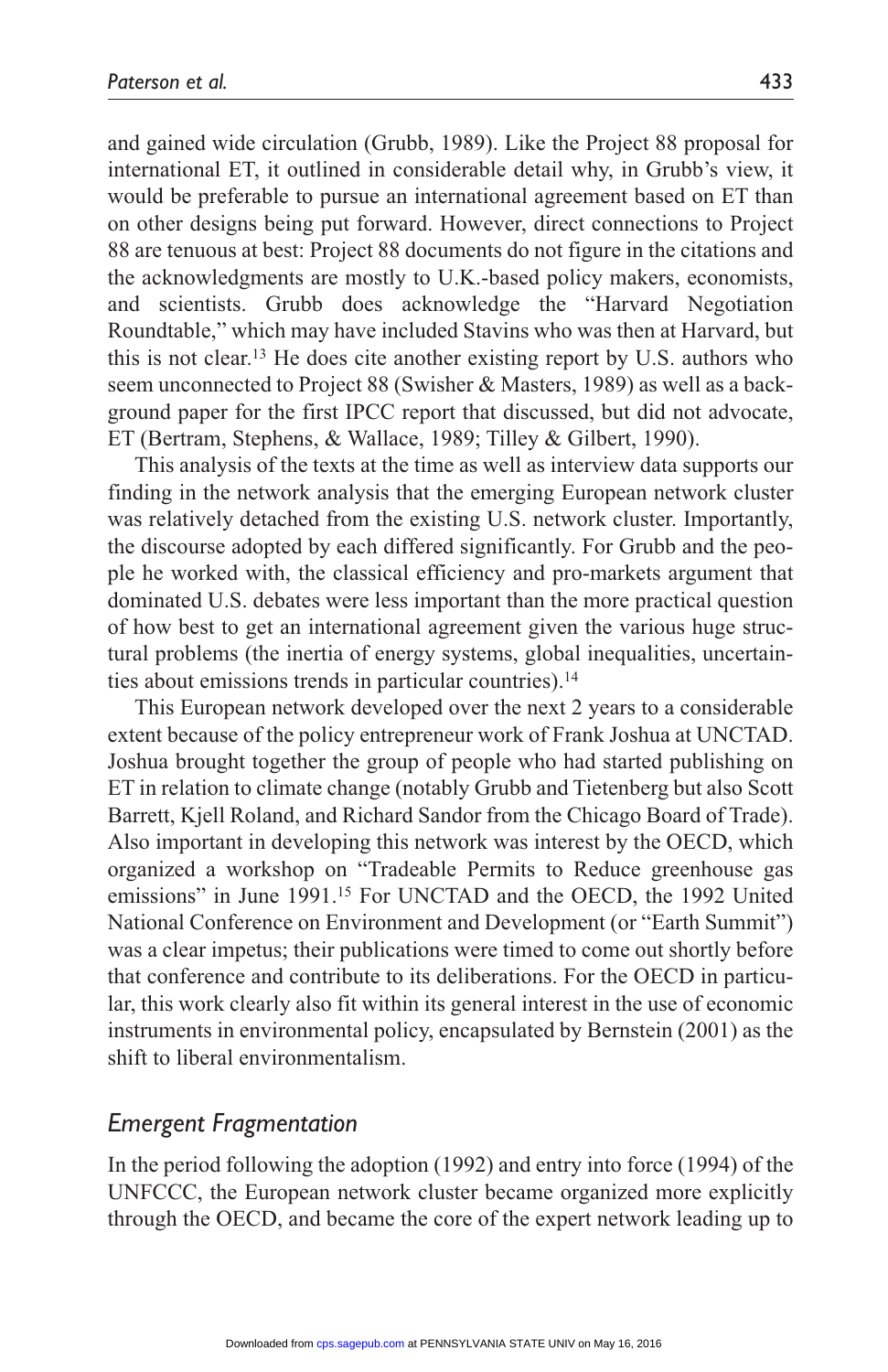and gained wide circulation (Grubb, 1989). Like the Project 88 proposal for international ET, it outlined in considerable detail why, in Grubb's view, it would be preferable to pursue an international agreement based on ET than on other designs being put forward. However, direct connections to Project 88 are tenuous at best: Project 88 documents do not figure in the citations and the acknowledgments are mostly to U.K.-based policy makers, economists, and scientists. Grubb does acknowledge the "Harvard Negotiation Roundtable," which may have included Stavins who was then at Harvard, but this is not clear.[13] He does cite another existing report by U.S. authors who seem unconnected to Project 88 (Swisher & Masters, 1989) as well as a background paper for the first IPCC report that discussed, but did not advocate, ET (Bertram, Stephens, & Wallace, 1989; Tilley & Gilbert, 1990).

This analysis of the texts at the time as well as interview data supports our finding in the network analysis that the emerging European network cluster was relatively detached from the existing U.S. network cluster. Importantly, the discourse adopted by each differed significantly. For Grubb and the people he worked with, the classical efficiency and pro-markets argument that dominated U.S. debates were less important than the more practical question of how best to get an international agreement given the various huge structural problems (the inertia of energy systems, global inequalities, uncertainties about emissions trends in particular countries).[14]

This European network developed over the next 2 years to a considerable extent because of the policy entrepreneur work of Frank Joshua at UNCTAD. Joshua brought together the group of people who had started publishing on ET in relation to climate change (notably Grubb and Tietenberg but also Scott Barrett, Kjell Roland, and Richard Sandor from the Chicago Board of Trade). Also important in developing this network was interest by the OECD, which organized a workshop on "Tradeable Permits to Reduce greenhouse gas emissions" in June 1991.[15] For UNCTAD and the OECD, the 1992 United National Conference on Environment and Development (or "Earth Summit") was a clear impetus; their publications were timed to come out shortly before that conference and contribute to its deliberations. For the OECD in particular, this work clearly also fit within its general interest in the use of economic instruments in environmental policy, encapsulated by Bernstein (2001) as the shift to liberal environmentalism.

## *Emergent Fragmentation*

In the period following the adoption (1992) and entry into force (1994) of the UNFCCC, the European network cluster became organized more explicitly through the OECD, and became the core of the expert network leading up to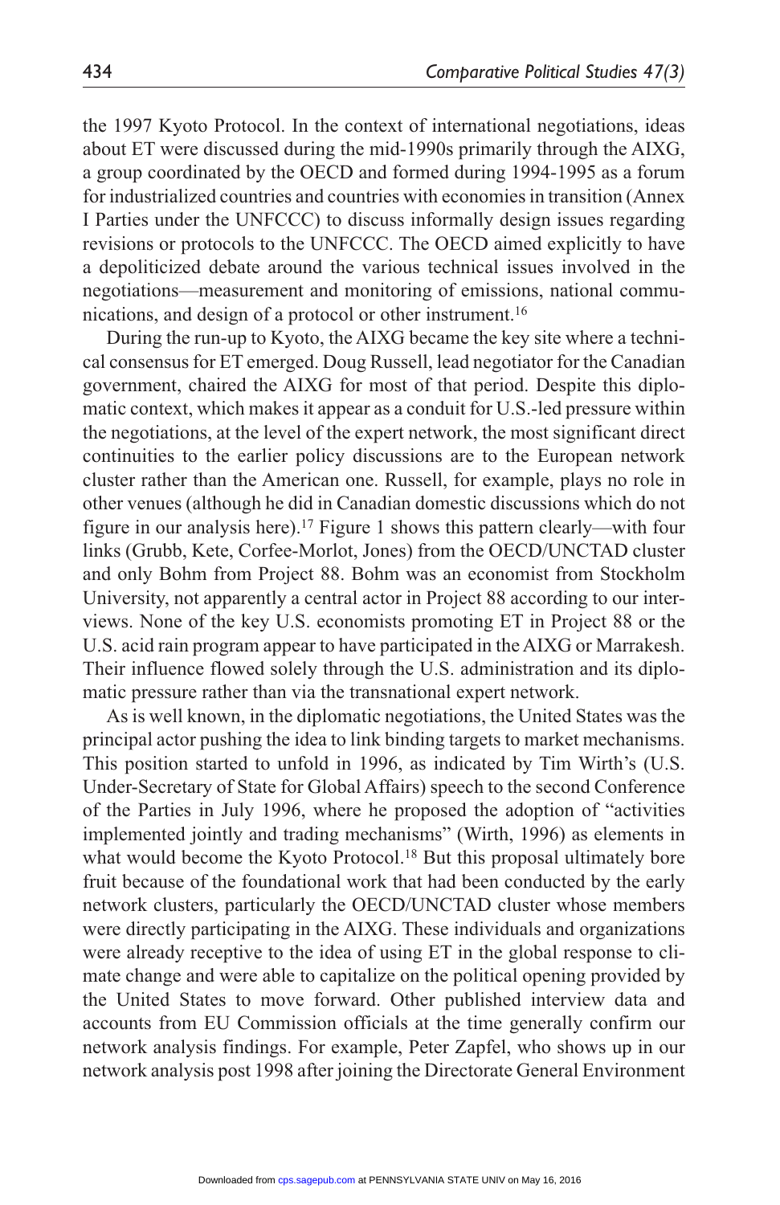the 1997 Kyoto Protocol. In the context of international negotiations, ideas about ET were discussed during the mid-1990s primarily through the AIXG, a group coordinated by the OECD and formed during 1994-1995 as a forum for industrialized countries and countries with economies in transition (Annex I Parties under the UNFCCC) to discuss informally design issues regarding revisions or protocols to the UNFCCC. The OECD aimed explicitly to have a depoliticized debate around the various technical issues involved in the negotiations—measurement and monitoring of emissions, national communications, and design of a protocol or other instrument.[16]

During the run-up to Kyoto, the AIXG became the key site where a technical consensus for ET emerged. Doug Russell, lead negotiator for the Canadian government, chaired the AIXG for most of that period. Despite this diplomatic context, which makes it appear as a conduit for U.S.-led pressure within the negotiations, at the level of the expert network, the most significant direct continuities to the earlier policy discussions are to the European network cluster rather than the American one. Russell, for example, plays no role in other venues (although he did in Canadian domestic discussions which do not figure in our analysis here).[17] Figure 1 shows this pattern clearly—with four links (Grubb, Kete, Corfee-Morlot, Jones) from the OECD/UNCTAD cluster and only Bohm from Project 88. Bohm was an economist from Stockholm University, not apparently a central actor in Project 88 according to our interviews. None of the key U.S. economists promoting ET in Project 88 or the U.S. acid rain program appear to have participated in the AIXG or Marrakesh. Their influence flowed solely through the U.S. administration and its diplomatic pressure rather than via the transnational expert network.

As is well known, in the diplomatic negotiations, the United States was the principal actor pushing the idea to link binding targets to market mechanisms. This position started to unfold in 1996, as indicated by Tim Wirth's (U.S. Under-Secretary of State for Global Affairs) speech to the second Conference of the Parties in July 1996, where he proposed the adoption of "activities implemented jointly and trading mechanisms" (Wirth, 1996) as elements in what would become the Kyoto Protocol.[18] But this proposal ultimately bore fruit because of the foundational work that had been conducted by the early network clusters, particularly the OECD/UNCTAD cluster whose members were directly participating in the AIXG. These individuals and organizations were already receptive to the idea of using ET in the global response to climate change and were able to capitalize on the political opening provided by the United States to move forward. Other published interview data and accounts from EU Commission officials at the time generally confirm our network analysis findings. For example, Peter Zapfel, who shows up in our network analysis post 1998 after joining the Directorate General Environment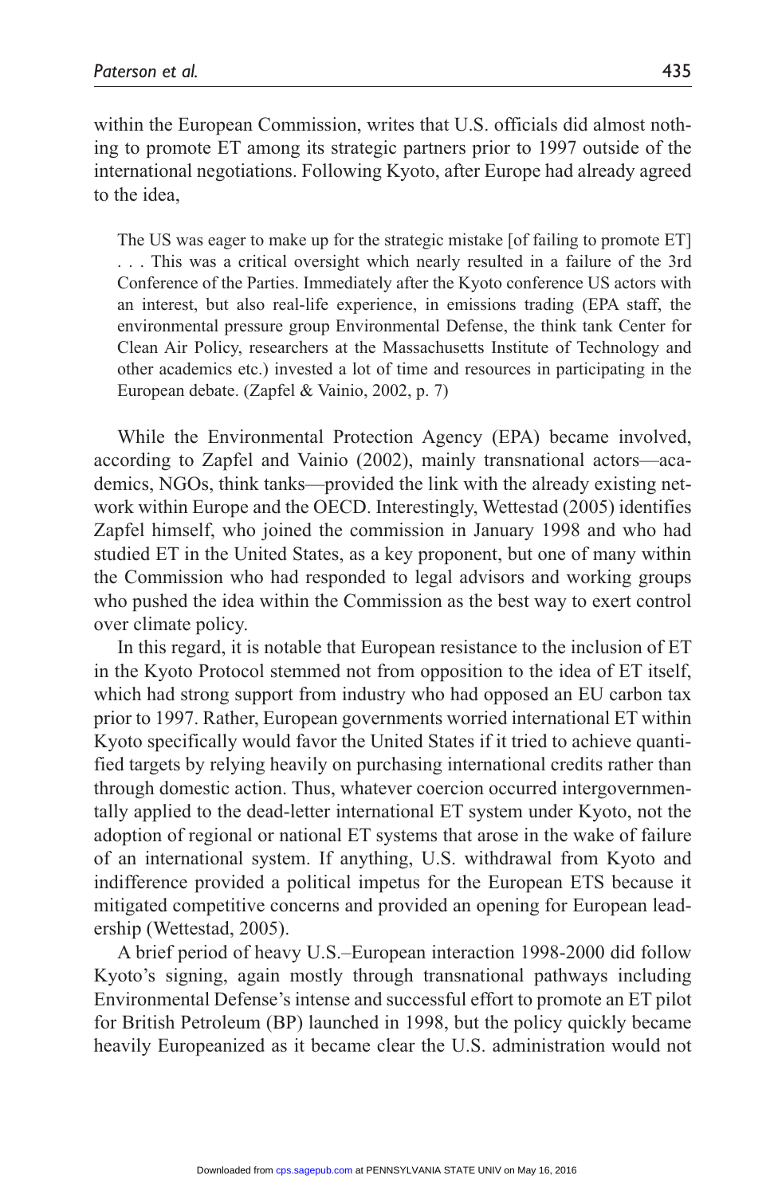within the European Commission, writes that U.S. officials did almost nothing to promote ET among its strategic partners prior to 1997 outside of the international negotiations. Following Kyoto, after Europe had already agreed to the idea,

> The US was eager to make up for the strategic mistake [of failing to promote ET] . . . This was a critical oversight which nearly resulted in a failure of the 3rd Conference of the Parties. Immediately after the Kyoto conference US actors with an interest, but also real-life experience, in emissions trading (EPA staff, the environmental pressure group Environmental Defense, the think tank Center for Clean Air Policy, researchers at the Massachusetts Institute of Technology and other academics etc.) invested a lot of time and resources in participating in the European debate. (Zapfel & Vainio, 2002, p. 7)

While the Environmental Protection Agency (EPA) became involved, according to Zapfel and Vainio (2002), mainly transnational actors—academics, NGOs, think tanks—provided the link with the already existing network within Europe and the OECD. Interestingly, Wettestad (2005) identifies Zapfel himself, who joined the commission in January 1998 and who had studied ET in the United States, as a key proponent, but one of many within the Commission who had responded to legal advisors and working groups who pushed the idea within the Commission as the best way to exert control over climate policy.

In this regard, it is notable that European resistance to the inclusion of ET in the Kyoto Protocol stemmed not from opposition to the idea of ET itself, which had strong support from industry who had opposed an EU carbon tax prior to 1997. Rather, European governments worried international ET within Kyoto specifically would favor the United States if it tried to achieve quantified targets by relying heavily on purchasing international credits rather than through domestic action. Thus, whatever coercion occurred intergovernmentally applied to the dead-letter international ET system under Kyoto, not the adoption of regional or national ET systems that arose in the wake of failure of an international system. If anything, U.S. withdrawal from Kyoto and indifference provided a political impetus for the European ETS because it mitigated competitive concerns and provided an opening for European leadership (Wettestad, 2005).

A brief period of heavy U.S.–European interaction 1998-2000 did follow Kyoto's signing, again mostly through transnational pathways including Environmental Defense's intense and successful effort to promote an ET pilot for British Petroleum (BP) launched in 1998, but the policy quickly became heavily Europeanized as it became clear the U.S. administration would not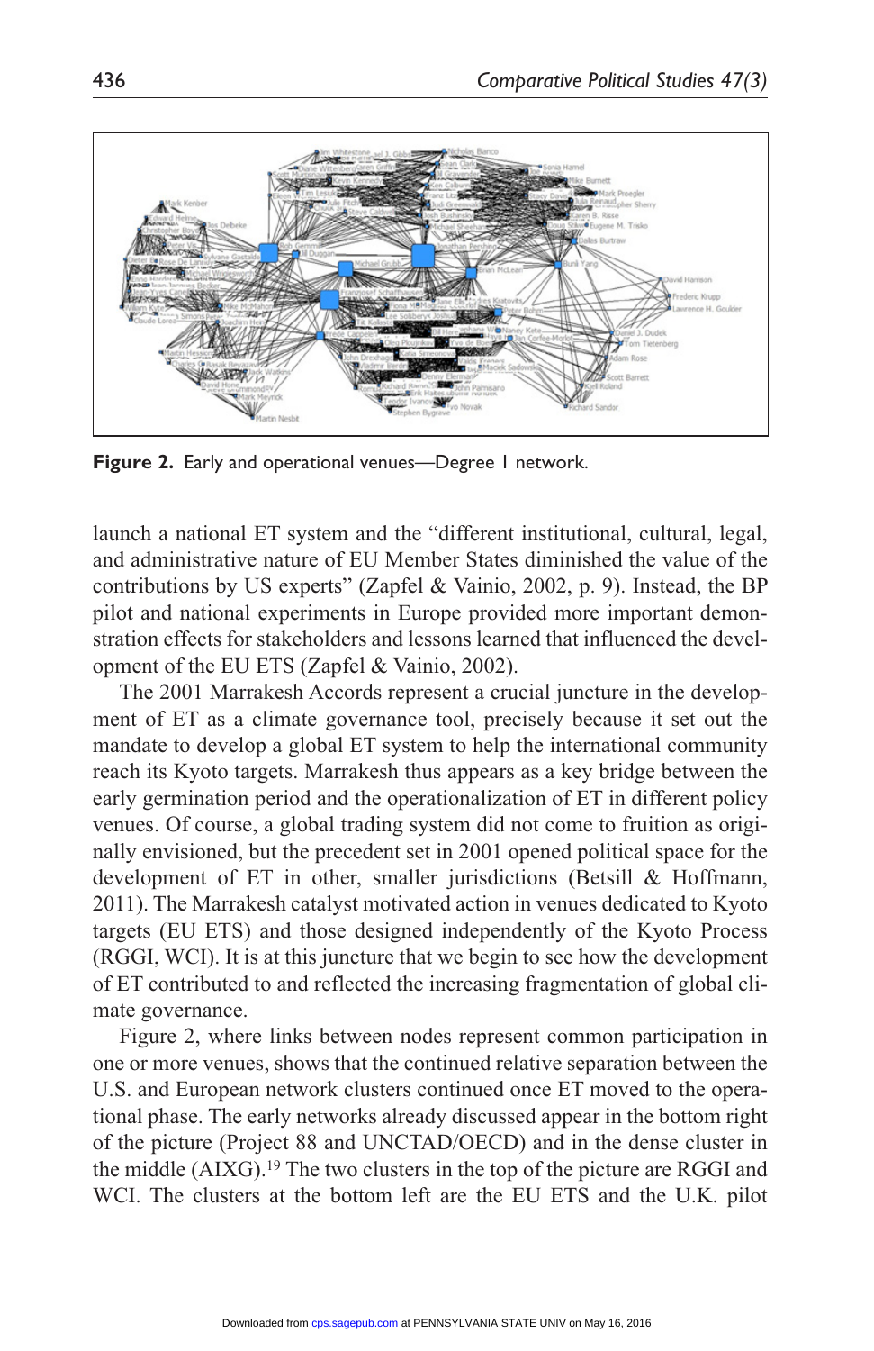**Figure 2.** Early and operational venues—Degree 1 network.

launch a national ET system and the "different institutional, cultural, legal, and administrative nature of EU Member States diminished the value of the contributions by US experts" (Zapfel & Vainio, 2002, p. 9). Instead, the BP pilot and national experiments in Europe provided more important demonstration effects for stakeholders and lessons learned that influenced the development of the EU ETS (Zapfel & Vainio, 2002).

The 2001 Marrakesh Accords represent a crucial juncture in the development of ET as a climate governance tool, precisely because it set out the mandate to develop a global ET system to help the international community reach its Kyoto targets. Marrakesh thus appears as a key bridge between the early germination period and the operationalization of ET in different policy venues. Of course, a global trading system did not come to fruition as originally envisioned, but the precedent set in 2001 opened political space for the development of ET in other, smaller jurisdictions (Betsill & Hoffmann, 2011). The Marrakesh catalyst motivated action in venues dedicated to Kyoto targets (EU ETS) and those designed independently of the Kyoto Process (RGGI, WCI). It is at this juncture that we begin to see how the development of ET contributed to and reflected the increasing fragmentation of global climate governance.

Figure 2, where links between nodes represent common participation in one or more venues, shows that the continued relative separation between the U.S. and European network clusters continued once ET moved to the operational phase. The early networks already discussed appear in the bottom right of the picture (Project 88 and UNCTAD/OECD) and in the dense cluster in the middle (AIXG).[19] The two clusters in the top of the picture are RGGI and WCI. The clusters at the bottom left are the EU ETS and the U.K. pilot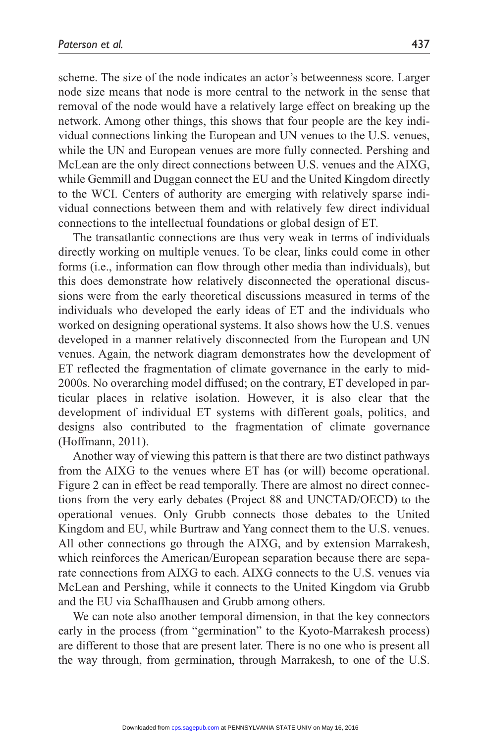scheme. The size of the node indicates an actor's betweenness score. Larger node size means that node is more central to the network in the sense that removal of the node would have a relatively large effect on breaking up the network. Among other things, this shows that four people are the key individual connections linking the European and UN venues to the U.S. venues, while the UN and European venues are more fully connected. Pershing and McLean are the only direct connections between U.S. venues and the AIXG, while Gemmill and Duggan connect the EU and the United Kingdom directly to the WCI. Centers of authority are emerging with relatively sparse individual connections between them and with relatively few direct individual connections to the intellectual foundations or global design of ET.

The transatlantic connections are thus very weak in terms of individuals directly working on multiple venues. To be clear, links could come in other forms (i.e., information can flow through other media than individuals), but this does demonstrate how relatively disconnected the operational discussions were from the early theoretical discussions measured in terms of the individuals who developed the early ideas of ET and the individuals who worked on designing operational systems. It also shows how the U.S. venues developed in a manner relatively disconnected from the European and UN venues. Again, the network diagram demonstrates how the development of ET reflected the fragmentation of climate governance in the early to mid-2000s. No overarching model diffused; on the contrary, ET developed in particular places in relative isolation. However, it is also clear that the development of individual ET systems with different goals, politics, and designs also contributed to the fragmentation of climate governance (Hoffmann, 2011).

Another way of viewing this pattern is that there are two distinct pathways from the AIXG to the venues where ET has (or will) become operational. Figure 2 can in effect be read temporally. There are almost no direct connections from the very early debates (Project 88 and UNCTAD/OECD) to the operational venues. Only Grubb connects those debates to the United Kingdom and EU, while Burtraw and Yang connect them to the U.S. venues. All other connections go through the AIXG, and by extension Marrakesh, which reinforces the American/European separation because there are separate connections from AIXG to each. AIXG connects to the U.S. venues via McLean and Pershing, while it connects to the United Kingdom via Grubb and the EU via Schaffhausen and Grubb among others.

We can note also another temporal dimension, in that the key connectors early in the process (from "germination" to the Kyoto-Marrakesh process) are different to those that are present later. There is no one who is present all the way through, from germination, through Marrakesh, to one of the U.S.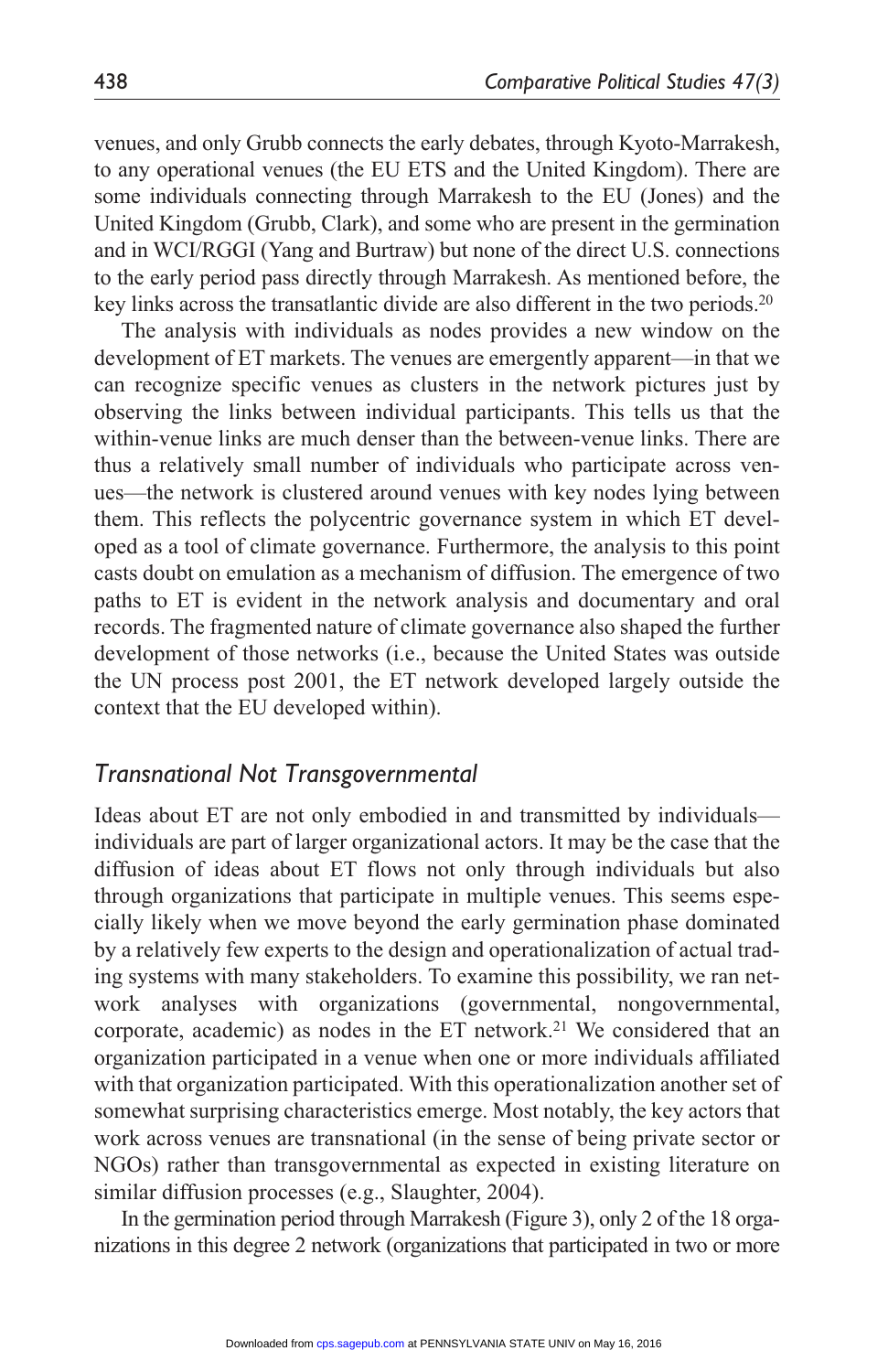venues, and only Grubb connects the early debates, through Kyoto-Marrakesh, to any operational venues (the EU ETS and the United Kingdom). There are some individuals connecting through Marrakesh to the EU (Jones) and the United Kingdom (Grubb, Clark), and some who are present in the germination and in WCI/RGGI (Yang and Burtraw) but none of the direct U.S. connections to the early period pass directly through Marrakesh. As mentioned before, the key links across the transatlantic divide are also different in the two periods.[20]

The analysis with individuals as nodes provides a new window on the development of ET markets. The venues are emergently apparent—in that we can recognize specific venues as clusters in the network pictures just by observing the links between individual participants. This tells us that the within-venue links are much denser than the between-venue links. There are thus a relatively small number of individuals who participate across venues—the network is clustered around venues with key nodes lying between them. This reflects the polycentric governance system in which ET developed as a tool of climate governance. Furthermore, the analysis to this point casts doubt on emulation as a mechanism of diffusion. The emergence of two paths to ET is evident in the network analysis and documentary and oral records. The fragmented nature of climate governance also shaped the further development of those networks (i.e., because the United States was outside the UN process post 2001, the ET network developed largely outside the context that the EU developed within).

## *Transnational Not Transgovernmental*

Ideas about ET are not only embodied in and transmitted by individuals—individuals are part of larger organizational actors. It may be the case that the diffusion of ideas about ET flows not only through individuals but also through organizations that participate in multiple venues. This seems especially likely when we move beyond the early germination phase dominated by a relatively few experts to the design and operationalization of actual trading systems with many stakeholders. To examine this possibility, we ran network analyses with organizations (governmental, nongovernmental, corporate, academic) as nodes in the ET network.[21] We considered that an organization participated in a venue when one or more individuals affiliated with that organization participated. With this operationalization another set of somewhat surprising characteristics emerge. Most notably, the key actors that work across venues are transnational (in the sense of being private sector or NGOs) rather than transgovernmental as expected in existing literature on similar diffusion processes (e.g., Slaughter, 2004).

In the germination period through Marrakesh (Figure 3), only 2 of the 18 organizations in this degree 2 network (organizations that participated in two or more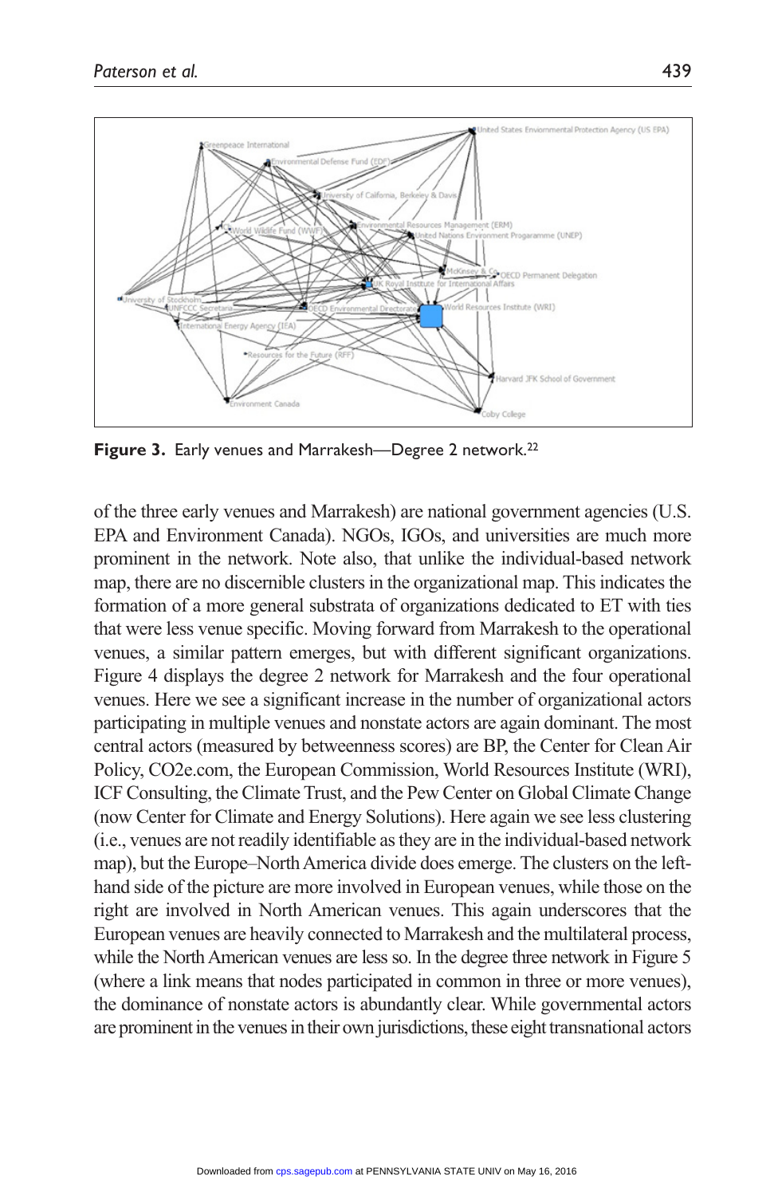Figure 3. Early venues and Marrakesh—Degree 2 network.[22]

of the three early venues and Marrakesh) are national government agencies (U.S. EPA and Environment Canada). NGOs, IGOs, and universities are much more prominent in the network. Note also, that unlike the individual-based network map, there are no discernible clusters in the organizational map. This indicates the formation of a more general substrata of organizations dedicated to ET with ties that were less venue specific. Moving forward from Marrakesh to the operational venues, a similar pattern emerges, but with different significant organizations. Figure 4 displays the degree 2 network for Marrakesh and the four operational venues. Here we see a significant increase in the number of organizational actors participating in multiple venues and nonstate actors are again dominant. The most central actors (measured by betweenness scores) are BP, the Center for Clean Air Policy, CO2e.com, the European Commission, World Resources Institute (WRI), ICF Consulting, the Climate Trust, and the Pew Center on Global Climate Change (now Center for Climate and Energy Solutions). Here again we see less clustering (i.e., venues are not readily identifiable as they are in the individual-based network map), but the Europe–North America divide does emerge. The clusters on the left-hand side of the picture are more involved in European venues, while those on the right are involved in North American venues. This again underscores that the European venues are heavily connected to Marrakesh and the multilateral process, while the North American venues are less so. In the degree three network in Figure 5 (where a link means that nodes participated in common in three or more venues), the dominance of nonstate actors is abundantly clear. While governmental actors are prominent in the venues in their own jurisdictions, these eight transnational actors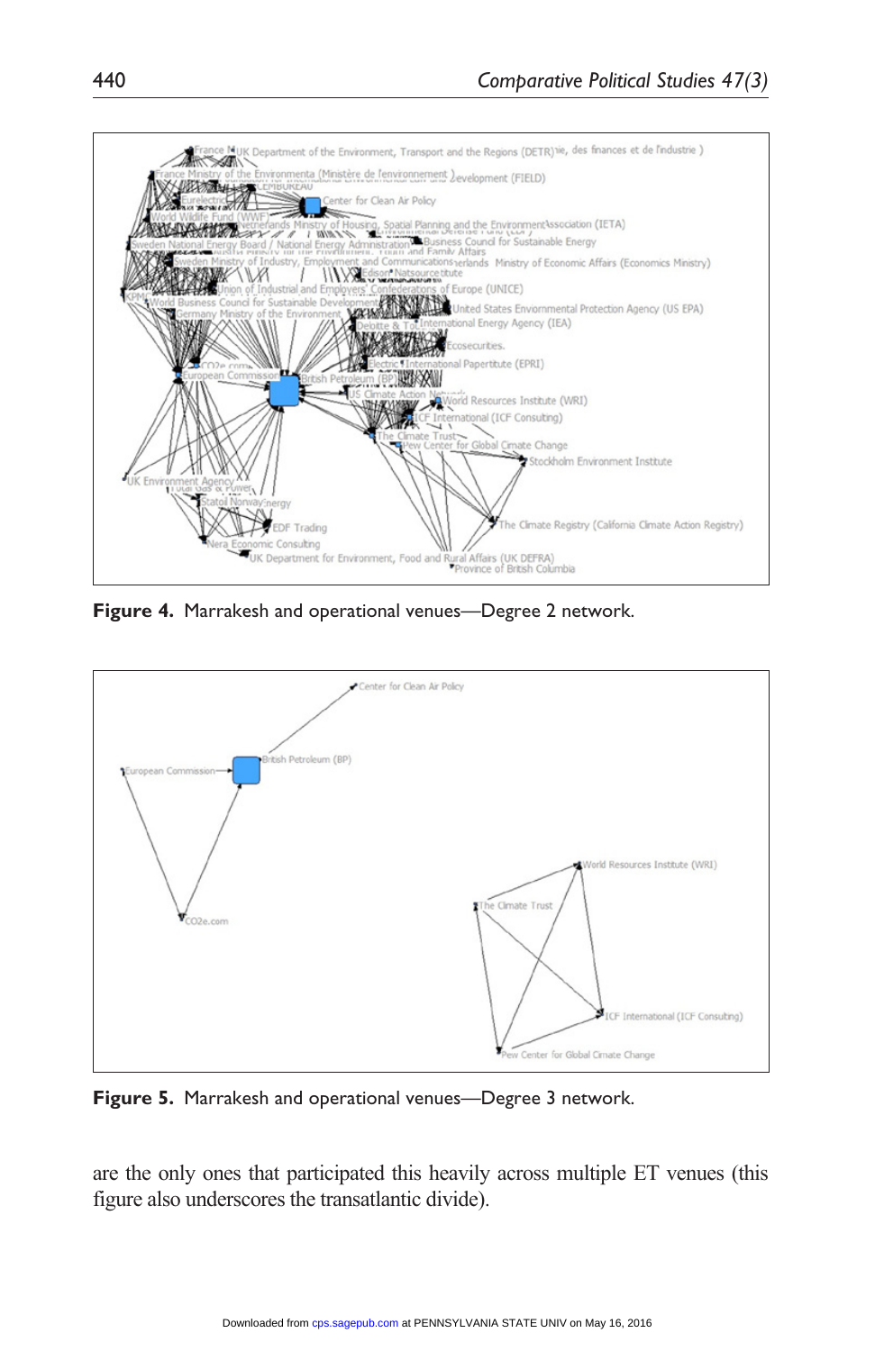**Figure 4.** Marrakesh and operational venues—Degree 2 network.

**Figure 5.** Marrakesh and operational venues—Degree 3 network.

are the only ones that participated this heavily across multiple ET venues (this figure also underscores the transatlantic divide).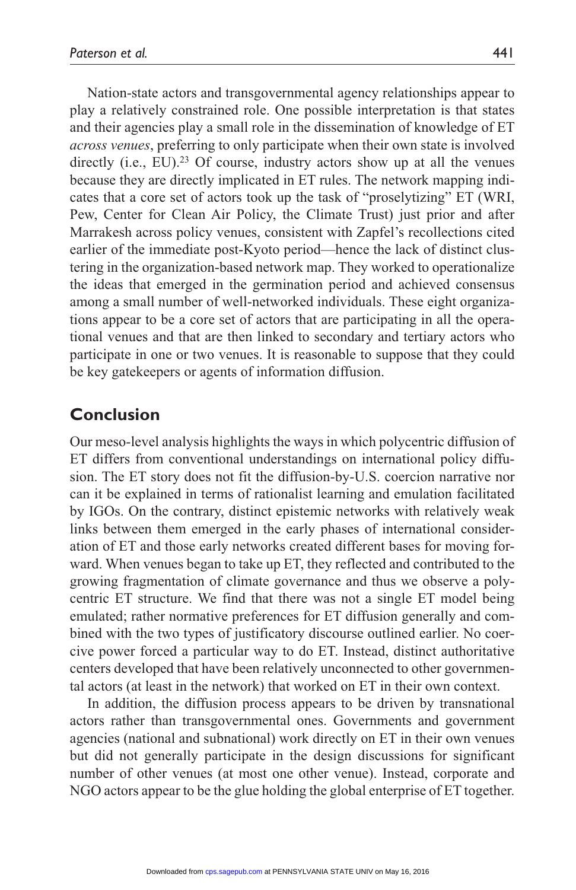Nation-state actors and transgovernmental agency relationships appear to play a relatively constrained role. One possible interpretation is that states and their agencies play a small role in the dissemination of knowledge of ET *across venues*, preferring to only participate when their own state is involved directly (i.e., EU).[23] Of course, industry actors show up at all the venues because they are directly implicated in ET rules. The network mapping indicates that a core set of actors took up the task of "proselytizing" ET (WRI, Pew, Center for Clean Air Policy, the Climate Trust) just prior and after Marrakesh across policy venues, consistent with Zapfel's recollections cited earlier of the immediate post-Kyoto period—hence the lack of distinct clustering in the organization-based network map. They worked to operationalize the ideas that emerged in the germination period and achieved consensus among a small number of well-networked individuals. These eight organizations appear to be a core set of actors that are participating in all the operational venues and that are then linked to secondary and tertiary actors who participate in one or two venues. It is reasonable to suppose that they could be key gatekeepers or agents of information diffusion.

## Conclusion

Our meso-level analysis highlights the ways in which polycentric diffusion of ET differs from conventional understandings on international policy diffusion. The ET story does not fit the diffusion-by-U.S. coercion narrative nor can it be explained in terms of rationalist learning and emulation facilitated by IGOs. On the contrary, distinct epistemic networks with relatively weak links between them emerged in the early phases of international consideration of ET and those early networks created different bases for moving forward. When venues began to take up ET, they reflected and contributed to the growing fragmentation of climate governance and thus we observe a polycentric ET structure. We find that there was not a single ET model being emulated; rather normative preferences for ET diffusion generally and combined with the two types of justificatory discourse outlined earlier. No coercive power forced a particular way to do ET. Instead, distinct authoritative centers developed that have been relatively unconnected to other governmental actors (at least in the network) that worked on ET in their own context.

In addition, the diffusion process appears to be driven by transnational actors rather than transgovernmental ones. Governments and government agencies (national and subnational) work directly on ET in their own venues but did not generally participate in the design discussions for significant number of other venues (at most one other venue). Instead, corporate and NGO actors appear to be the glue holding the global enterprise of ET together.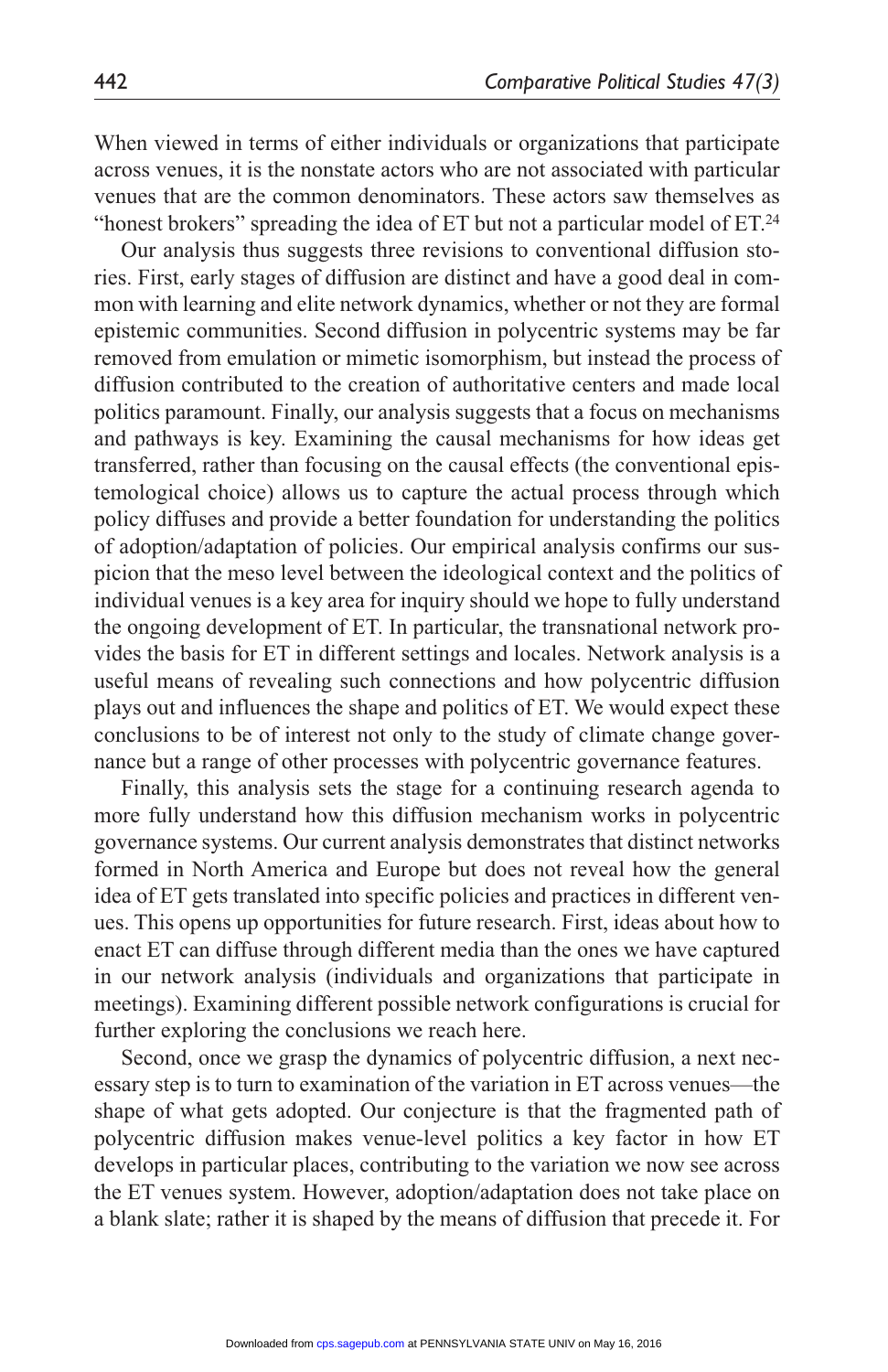When viewed in terms of either individuals or organizations that participate across venues, it is the nonstate actors who are not associated with particular venues that are the common denominators. These actors saw themselves as "honest brokers" spreading the idea of ET but not a particular model of ET.[24]

Our analysis thus suggests three revisions to conventional diffusion stories. First, early stages of diffusion are distinct and have a good deal in common with learning and elite network dynamics, whether or not they are formal epistemic communities. Second diffusion in polycentric systems may be far removed from emulation or mimetic isomorphism, but instead the process of diffusion contributed to the creation of authoritative centers and made local politics paramount. Finally, our analysis suggests that a focus on mechanisms and pathways is key. Examining the causal mechanisms for how ideas get transferred, rather than focusing on the causal effects (the conventional epistemological choice) allows us to capture the actual process through which policy diffuses and provide a better foundation for understanding the politics of adoption/adaptation of policies. Our empirical analysis confirms our suspicion that the meso level between the ideological context and the politics of individual venues is a key area for inquiry should we hope to fully understand the ongoing development of ET. In particular, the transnational network provides the basis for ET in different settings and locales. Network analysis is a useful means of revealing such connections and how polycentric diffusion plays out and influences the shape and politics of ET. We would expect these conclusions to be of interest not only to the study of climate change governance but a range of other processes with polycentric governance features.

Finally, this analysis sets the stage for a continuing research agenda to more fully understand how this diffusion mechanism works in polycentric governance systems. Our current analysis demonstrates that distinct networks formed in North America and Europe but does not reveal how the general idea of ET gets translated into specific policies and practices in different venues. This opens up opportunities for future research. First, ideas about how to enact ET can diffuse through different media than the ones we have captured in our network analysis (individuals and organizations that participate in meetings). Examining different possible network configurations is crucial for further exploring the conclusions we reach here.

Second, once we grasp the dynamics of polycentric diffusion, a next necessary step is to turn to examination of the variation in ET across venues—the shape of what gets adopted. Our conjecture is that the fragmented path of polycentric diffusion makes venue-level politics a key factor in how ET develops in particular places, contributing to the variation we now see across the ET venues system. However, adoption/adaptation does not take place on a blank slate; rather it is shaped by the means of diffusion that precede it. For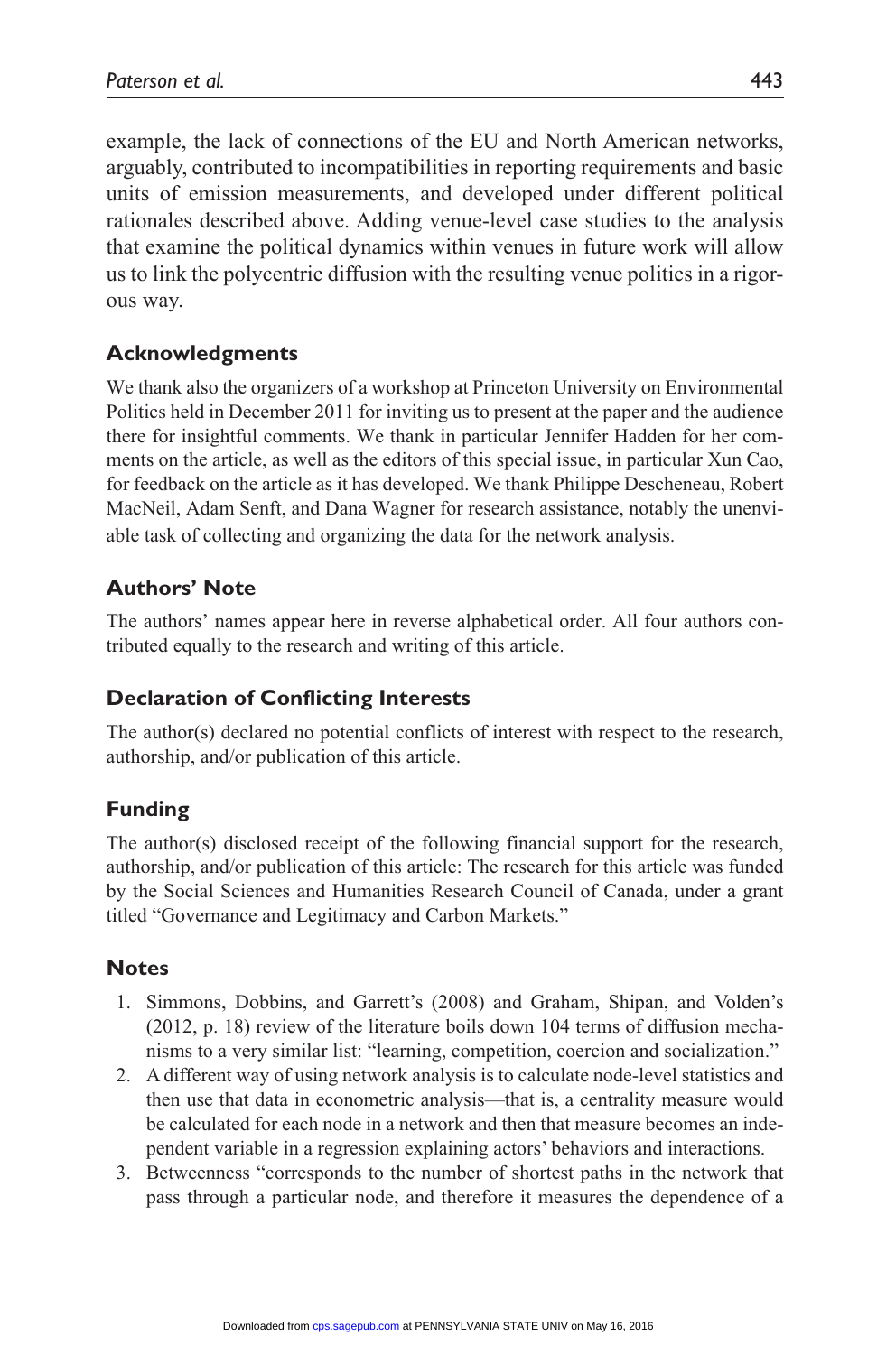example, the lack of connections of the EU and North American networks, arguably, contributed to incompatibilities in reporting requirements and basic units of emission measurements, and developed under different political rationales described above. Adding venue-level case studies to the analysis that examine the political dynamics within venues in future work will allow us to link the polycentric diffusion with the resulting venue politics in a rigorous way.

## Acknowledgments

We thank also the organizers of a workshop at Princeton University on Environmental Politics held in December 2011 for inviting us to present at the paper and the audience there for insightful comments. We thank in particular Jennifer Hadden for her comments on the article, as well as the editors of this special issue, in particular Xun Cao, for feedback on the article as it has developed. We thank Philippe Descheneau, Robert MacNeil, Adam Senft, and Dana Wagner for research assistance, notably the unenviable task of collecting and organizing the data for the network analysis.

## Authors' Note

The authors' names appear here in reverse alphabetical order. All four authors contributed equally to the research and writing of this article.

## Declaration of Conflicting Interests

The author(s) declared no potential conflicts of interest with respect to the research, authorship, and/or publication of this article.

## Funding

The author(s) disclosed receipt of the following financial support for the research, authorship, and/or publication of this article: The research for this article was funded by the Social Sciences and Humanities Research Council of Canada, under a grant titled "Governance and Legitimacy and Carbon Markets."

## Notes

1. Simmons, Dobbins, and Garrett's (2008) and Graham, Shipan, and Volden's (2012, p. 18) review of the literature boils down 104 terms of diffusion mechanisms to a very similar list: "learning, competition, coercion and socialization."
2. A different way of using network analysis is to calculate node-level statistics and then use that data in econometric analysis—that is, a centrality measure would be calculated for each node in a network and then that measure becomes an independent variable in a regression explaining actors' behaviors and interactions.
3. Betweenness "corresponds to the number of shortest paths in the network that pass through a particular node, and therefore it measures the dependence of a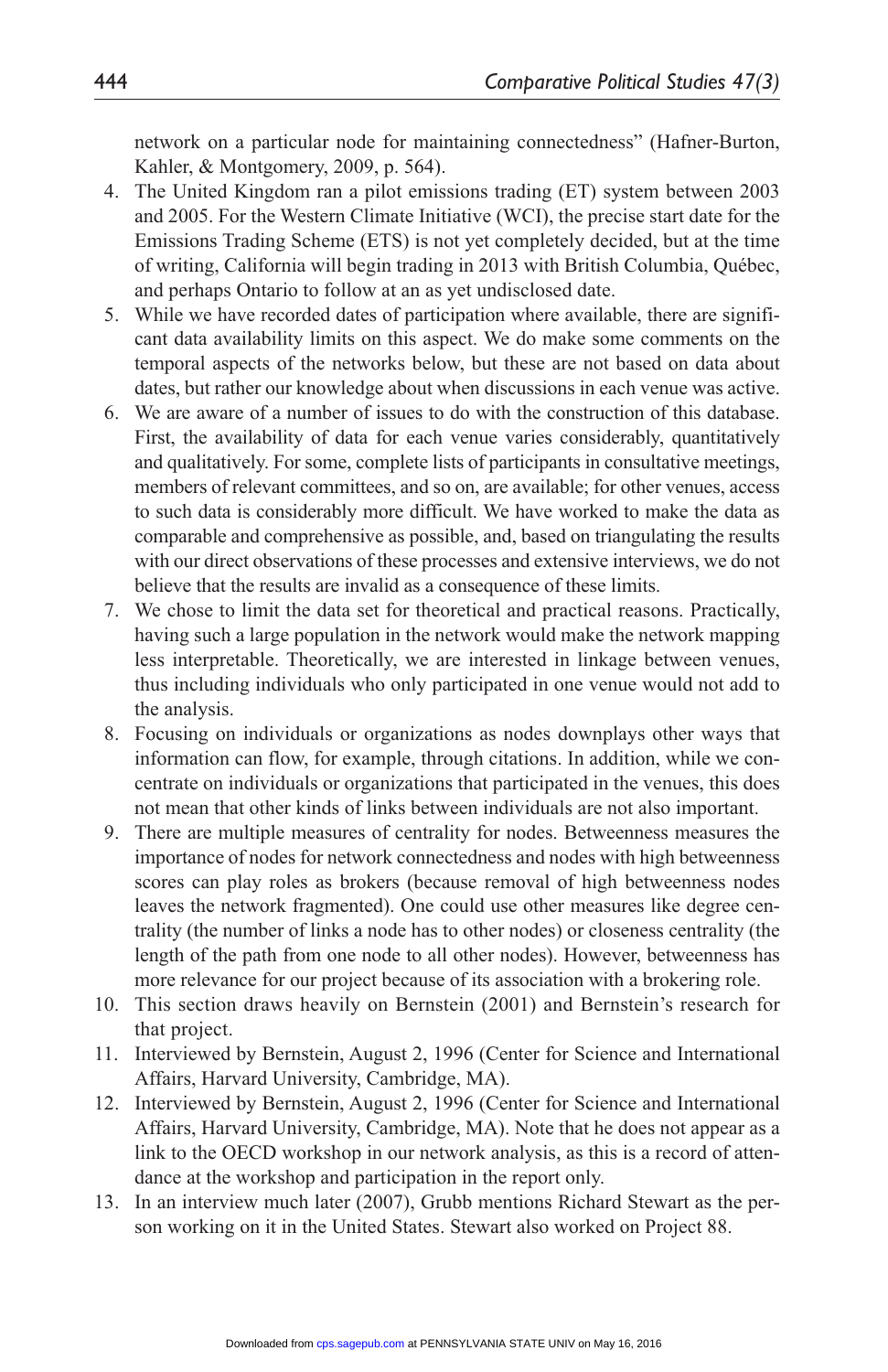network on a particular node for maintaining connectedness" (Hafner-Burton, Kahler, & Montgomery, 2009, p. 564).

4. The United Kingdom ran a pilot emissions trading (ET) system between 2003 and 2005. For the Western Climate Initiative (WCI), the precise start date for the Emissions Trading Scheme (ETS) is not yet completely decided, but at the time of writing, California will begin trading in 2013 with British Columbia, Québec, and perhaps Ontario to follow at an as yet undisclosed date.
5. While we have recorded dates of participation where available, there are significant data availability limits on this aspect. We do make some comments on the temporal aspects of the networks below, but these are not based on data about dates, but rather our knowledge about when discussions in each venue was active.
6. We are aware of a number of issues to do with the construction of this database. First, the availability of data for each venue varies considerably, quantitatively and qualitatively. For some, complete lists of participants in consultative meetings, members of relevant committees, and so on, are available; for other venues, access to such data is considerably more difficult. We have worked to make the data as comparable and comprehensive as possible, and, based on triangulating the results with our direct observations of these processes and extensive interviews, we do not believe that the results are invalid as a consequence of these limits.
7. We chose to limit the data set for theoretical and practical reasons. Practically, having such a large population in the network would make the network mapping less interpretable. Theoretically, we are interested in linkage between venues, thus including individuals who only participated in one venue would not add to the analysis.
8. Focusing on individuals or organizations as nodes downplays other ways that information can flow, for example, through citations. In addition, while we concentrate on individuals or organizations that participated in the venues, this does not mean that other kinds of links between individuals are not also important.
9. There are multiple measures of centrality for nodes. Betweenness measures the importance of nodes for network connectedness and nodes with high betweenness scores can play roles as brokers (because removal of high betweenness nodes leaves the network fragmented). One could use other measures like degree centrality (the number of links a node has to other nodes) or closeness centrality (the length of the path from one node to all other nodes). However, betweenness has more relevance for our project because of its association with a brokering role.
10. This section draws heavily on Bernstein (2001) and Bernstein's research for that project.
11. Interviewed by Bernstein, August 2, 1996 (Center for Science and International Affairs, Harvard University, Cambridge, MA).
12. Interviewed by Bernstein, August 2, 1996 (Center for Science and International Affairs, Harvard University, Cambridge, MA). Note that he does not appear as a link to the OECD workshop in our network analysis, as this is a record of attendance at the workshop and participation in the report only.
13. In an interview much later (2007), Grubb mentions Richard Stewart as the person working on it in the United States. Stewart also worked on Project 88.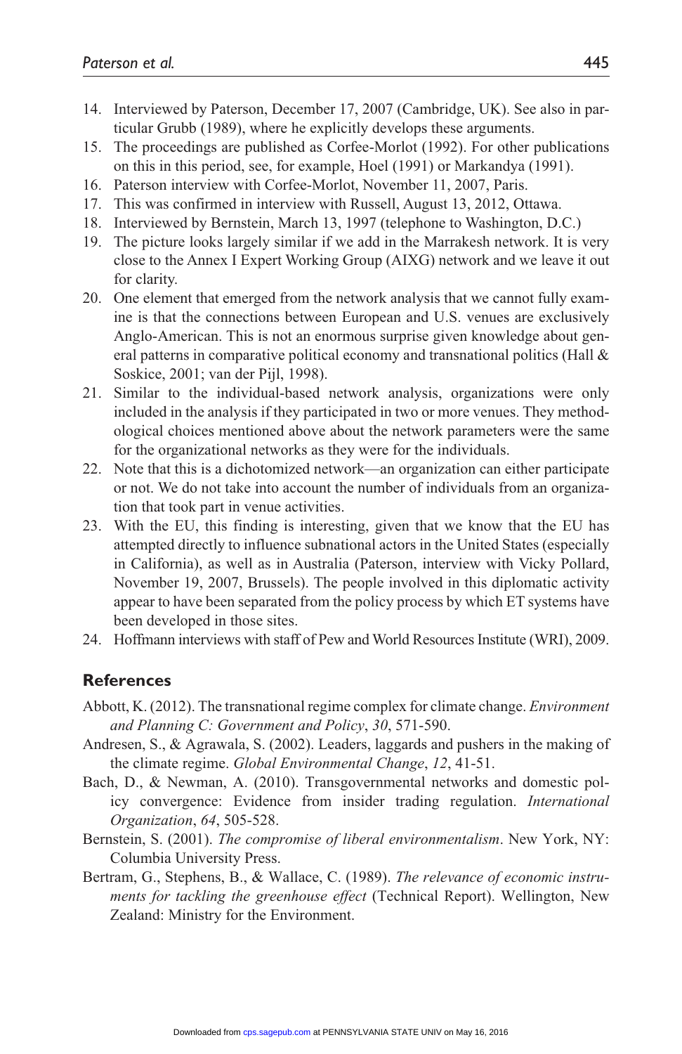14. Interviewed by Paterson, December 17, 2007 (Cambridge, UK). See also in particular Grubb (1989), where he explicitly develops these arguments.
15. The proceedings are published as Corfee-Morlot (1992). For other publications on this in this period, see, for example, Hoel (1991) or Markandya (1991).
16. Paterson interview with Corfee-Morlot, November 11, 2007, Paris.
17. This was confirmed in interview with Russell, August 13, 2012, Ottawa.
18. Interviewed by Bernstein, March 13, 1997 (telephone to Washington, D.C.)
19. The picture looks largely similar if we add in the Marrakesh network. It is very close to the Annex I Expert Working Group (AIXG) network and we leave it out for clarity.
20. One element that emerged from the network analysis that we cannot fully examine is that the connections between European and U.S. venues are exclusively Anglo-American. This is not an enormous surprise given knowledge about general patterns in comparative political economy and transnational politics (Hall & Soskice, 2001; van der Pijl, 1998).
21. Similar to the individual-based network analysis, organizations were only included in the analysis if they participated in two or more venues. They methodological choices mentioned above about the network parameters were the same for the organizational networks as they were for the individuals.
22. Note that this is a dichotomized network—an organization can either participate or not. We do not take into account the number of individuals from an organization that took part in venue activities.
23. With the EU, this finding is interesting, given that we know that the EU has attempted directly to influence subnational actors in the United States (especially in California), as well as in Australia (Paterson, interview with Vicky Pollard, November 19, 2007, Brussels). The people involved in this diplomatic activity appear to have been separated from the policy process by which ET systems have been developed in those sites.
24. Hoffmann interviews with staff of Pew and World Resources Institute (WRI), 2009.

## References

Abbott, K. (2012). The transnational regime complex for climate change. *Environment and Planning C: Government and Policy*, *30*, 571-590.

Andresen, S., & Agrawala, S. (2002). Leaders, laggards and pushers in the making of the climate regime. *Global Environmental Change*, *12*, 41-51.

Bach, D., & Newman, A. (2010). Transgovernmental networks and domestic policy convergence: Evidence from insider trading regulation. *International Organization*, *64*, 505-528.

Bernstein, S. (2001). *The compromise of liberal environmentalism*. New York, NY: Columbia University Press.

Bertram, G., Stephens, B., & Wallace, C. (1989). *The relevance of economic instruments for tackling the greenhouse effect* (Technical Report). Wellington, New Zealand: Ministry for the Environment.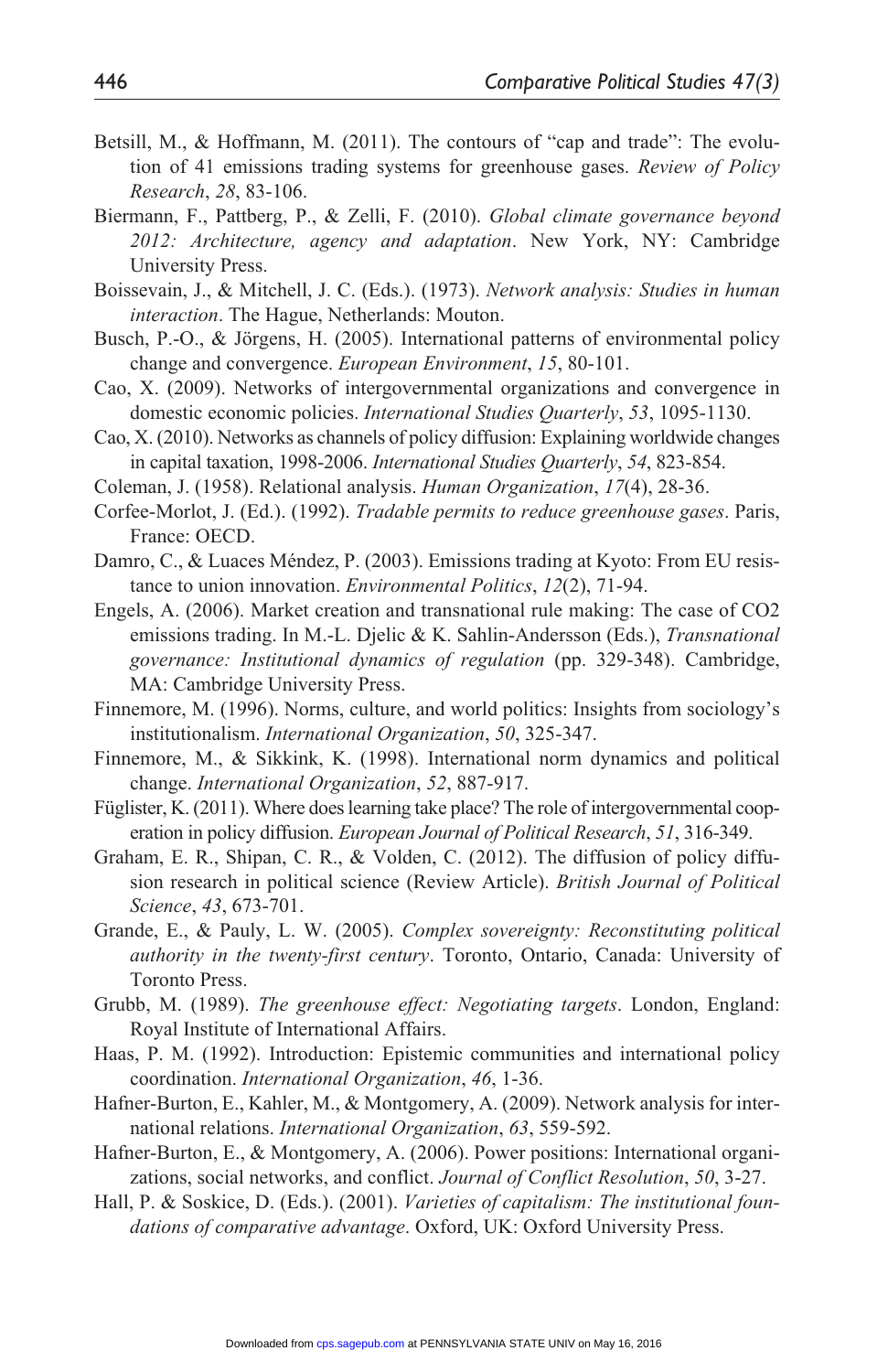Betsill, M., & Hoffmann, M. (2011). The contours of "cap and trade": The evolution of 41 emissions trading systems for greenhouse gases. *Review of Policy Research*, *28*, 83-106.

Biermann, F., Pattberg, P., & Zelli, F. (2010). *Global climate governance beyond 2012: Architecture, agency and adaptation*. New York, NY: Cambridge University Press.

Boissevain, J., & Mitchell, J. C. (Eds.). (1973). *Network analysis: Studies in human interaction*. The Hague, Netherlands: Mouton.

Busch, P.-O., & Jörgens, H. (2005). International patterns of environmental policy change and convergence. *European Environment*, *15*, 80-101.

Cao, X. (2009). Networks of intergovernmental organizations and convergence in domestic economic policies. *International Studies Quarterly*, *53*, 1095-1130.

Cao, X. (2010). Networks as channels of policy diffusion: Explaining worldwide changes in capital taxation, 1998-2006. *International Studies Quarterly*, *54*, 823-854.

Coleman, J. (1958). Relational analysis. *Human Organization*, *17*(4), 28-36.

Corfee-Morlot, J. (Ed.). (1992). *Tradable permits to reduce greenhouse gases*. Paris, France: OECD.

Damro, C., & Luaces Méndez, P. (2003). Emissions trading at Kyoto: From EU resistance to union innovation. *Environmental Politics*, *12*(2), 71-94.

Engels, A. (2006). Market creation and transnational rule making: The case of CO2 emissions trading. In M.-L. Djelic & K. Sahlin-Andersson (Eds.), *Transnational governance: Institutional dynamics of regulation* (pp. 329-348). Cambridge, MA: Cambridge University Press.

Finnemore, M. (1996). Norms, culture, and world politics: Insights from sociology's institutionalism. *International Organization*, *50*, 325-347.

Finnemore, M., & Sikkink, K. (1998). International norm dynamics and political change. *International Organization*, *52*, 887-917.

Füglister, K. (2011). Where does learning take place? The role of intergovernmental cooperation in policy diffusion. *European Journal of Political Research*, *51*, 316-349.

Graham, E. R., Shipan, C. R., & Volden, C. (2012). The diffusion of policy diffusion research in political science (Review Article). *British Journal of Political Science*, *43*, 673-701.

Grande, E., & Pauly, L. W. (2005). *Complex sovereignty: Reconstituting political authority in the twenty-first century*. Toronto, Ontario, Canada: University of Toronto Press.

Grubb, M. (1989). *The greenhouse effect: Negotiating targets*. London, England: Royal Institute of International Affairs.

Haas, P. M. (1992). Introduction: Epistemic communities and international policy coordination. *International Organization*, *46*, 1-36.

Hafner-Burton, E., Kahler, M., & Montgomery, A. (2009). Network analysis for international relations. *International Organization*, *63*, 559-592.

Hafner-Burton, E., & Montgomery, A. (2006). Power positions: International organizations, social networks, and conflict. *Journal of Conflict Resolution*, *50*, 3-27.

Hall, P. & Soskice, D. (Eds.). (2001). *Varieties of capitalism: The institutional foundations of comparative advantage*. Oxford, UK: Oxford University Press.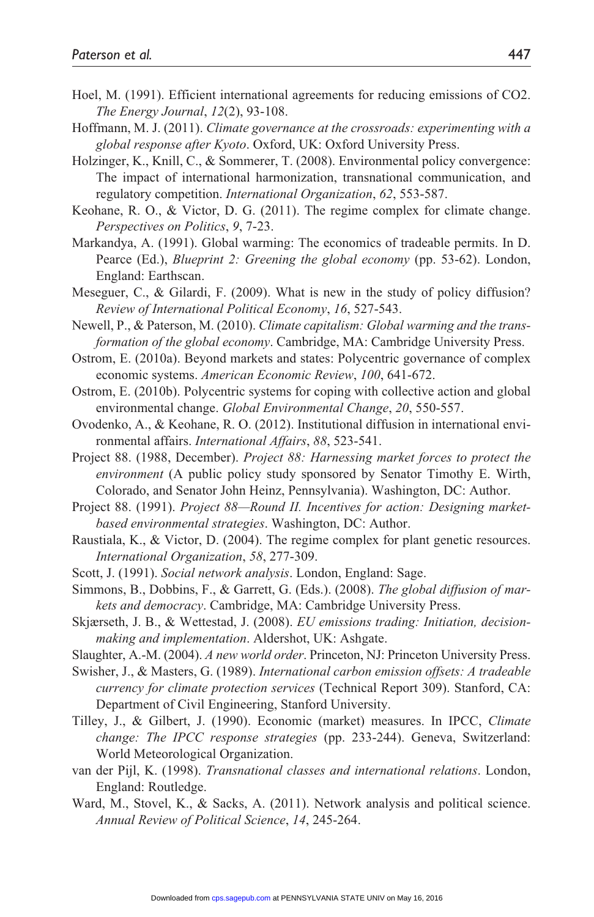Hoel, M. (1991). Efficient international agreements for reducing emissions of CO2. *The Energy Journal*, *12*(2), 93-108.

Hoffmann, M. J. (2011). *Climate governance at the crossroads: experimenting with a global response after Kyoto*. Oxford, UK: Oxford University Press.

Holzinger, K., Knill, C., & Sommerer, T. (2008). Environmental policy convergence: The impact of international harmonization, transnational communication, and regulatory competition. *International Organization*, *62*, 553-587.

Keohane, R. O., & Victor, D. G. (2011). The regime complex for climate change. *Perspectives on Politics*, *9*, 7-23.

Markandya, A. (1991). Global warming: The economics of tradeable permits. In D. Pearce (Ed.), *Blueprint 2: Greening the global economy* (pp. 53-62). London, England: Earthscan.

Meseguer, C., & Gilardi, F. (2009). What is new in the study of policy diffusion? *Review of International Political Economy*, *16*, 527-543.

Newell, P., & Paterson, M. (2010). *Climate capitalism: Global warming and the transformation of the global economy*. Cambridge, MA: Cambridge University Press.

Ostrom, E. (2010a). Beyond markets and states: Polycentric governance of complex economic systems. *American Economic Review*, *100*, 641-672.

Ostrom, E. (2010b). Polycentric systems for coping with collective action and global environmental change. *Global Environmental Change*, *20*, 550-557.

Ovodenko, A., & Keohane, R. O. (2012). Institutional diffusion in international environmental affairs. *International Affairs*, *88*, 523-541.

Project 88. (1988, December). *Project 88: Harnessing market forces to protect the environment* (A public policy study sponsored by Senator Timothy E. Wirth, Colorado, and Senator John Heinz, Pennsylvania). Washington, DC: Author.

Project 88. (1991). *Project 88—Round II. Incentives for action: Designing market-based environmental strategies*. Washington, DC: Author.

Raustiala, K., & Victor, D. (2004). The regime complex for plant genetic resources. *International Organization*, *58*, 277-309.

Scott, J. (1991). *Social network analysis*. London, England: Sage.

Simmons, B., Dobbins, F., & Garrett, G. (Eds.). (2008). *The global diffusion of markets and democracy*. Cambridge, MA: Cambridge University Press.

Skjærseth, J. B., & Wettestad, J. (2008). *EU emissions trading: Initiation, decision-making and implementation*. Aldershot, UK: Ashgate.

Slaughter, A.-M. (2004). *A new world order*. Princeton, NJ: Princeton University Press.

Swisher, J., & Masters, G. (1989). *International carbon emission offsets: A tradeable currency for climate protection services* (Technical Report 309). Stanford, CA: Department of Civil Engineering, Stanford University.

Tilley, J., & Gilbert, J. (1990). Economic (market) measures. In IPCC, *Climate change: The IPCC response strategies* (pp. 233-244). Geneva, Switzerland: World Meteorological Organization.

van der Pijl, K. (1998). *Transnational classes and international relations*. London, England: Routledge.

Ward, M., Stovel, K., & Sacks, A. (2011). Network analysis and political science. *Annual Review of Political Science*, *14*, 245-264.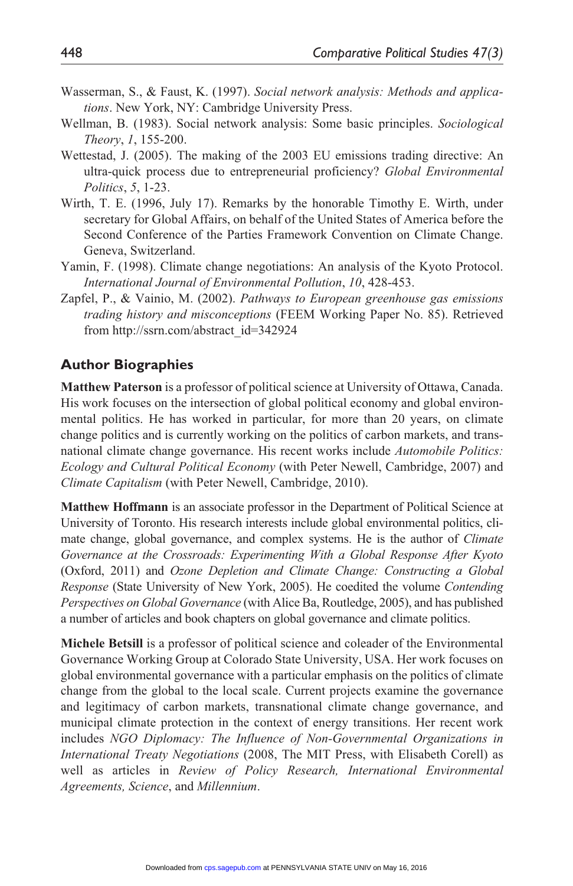Wasserman, S., & Faust, K. (1997). *Social network analysis: Methods and applications*. New York, NY: Cambridge University Press.

Wellman, B. (1983). Social network analysis: Some basic principles. *Sociological Theory*, *1*, 155-200.

Wettestad, J. (2005). The making of the 2003 EU emissions trading directive: An ultra-quick process due to entrepreneurial proficiency? *Global Environmental Politics*, *5*, 1-23.

Wirth, T. E. (1996, July 17). Remarks by the honorable Timothy E. Wirth, under secretary for Global Affairs, on behalf of the United States of America before the Second Conference of the Parties Framework Convention on Climate Change. Geneva, Switzerland.

Yamin, F. (1998). Climate change negotiations: An analysis of the Kyoto Protocol. *International Journal of Environmental Pollution*, *10*, 428-453.

Zapfel, P., & Vainio, M. (2002). *Pathways to European greenhouse gas emissions trading history and misconceptions* (FEEM Working Paper No. 85). Retrieved from http://ssrn.com/abstract_id=342924

## Author Biographies

**Matthew Paterson** is a professor of political science at University of Ottawa, Canada. His work focuses on the intersection of global political economy and global environmental politics. He has worked in particular, for more than 20 years, on climate change politics and is currently working on the politics of carbon markets, and transnational climate change governance. His recent works include *Automobile Politics: Ecology and Cultural Political Economy* (with Peter Newell, Cambridge, 2007) and *Climate Capitalism* (with Peter Newell, Cambridge, 2010).

**Matthew Hoffmann** is an associate professor in the Department of Political Science at University of Toronto. His research interests include global environmental politics, climate change, global governance, and complex systems. He is the author of *Climate Governance at the Crossroads: Experimenting With a Global Response After Kyoto* (Oxford, 2011) and *Ozone Depletion and Climate Change: Constructing a Global Response* (State University of New York, 2005). He coedited the volume *Contending Perspectives on Global Governance* (with Alice Ba, Routledge, 2005), and has published a number of articles and book chapters on global governance and climate politics.

**Michele Betsill** is a professor of political science and coleader of the Environmental Governance Working Group at Colorado State University, USA. Her work focuses on global environmental governance with a particular emphasis on the politics of climate change from the global to the local scale. Current projects examine the governance and legitimacy of carbon markets, transnational climate change governance, and municipal climate protection in the context of energy transitions. Her recent work includes *NGO Diplomacy: The Influence of Non-Governmental Organizations in International Treaty Negotiations* (2008, The MIT Press, with Elisabeth Corell) as well as articles in *Review of Policy Research, International Environmental Agreements, Science*, and *Millennium*.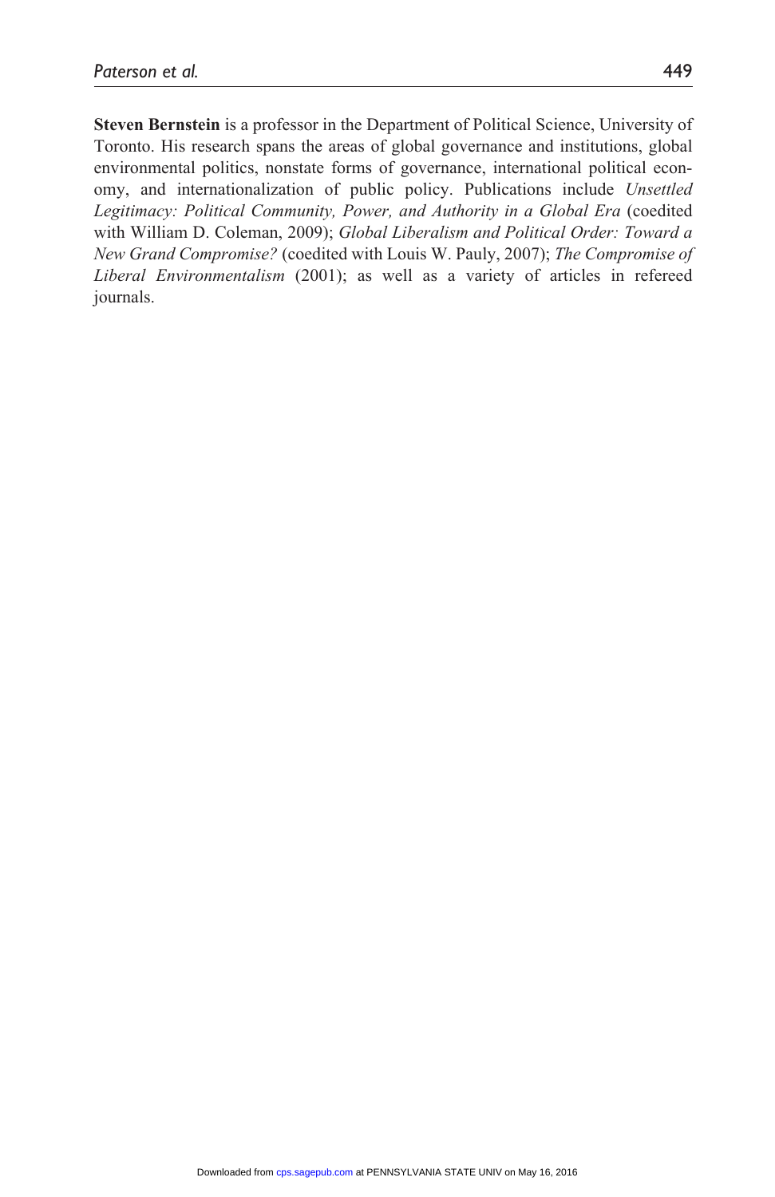**Steven Bernstein** is a professor in the Department of Political Science, University of Toronto. His research spans the areas of global governance and institutions, global environmental politics, nonstate forms of governance, international political economy, and internationalization of public policy. Publications include *Unsettled Legitimacy: Political Community, Power, and Authority in a Global Era* (coedited with William D. Coleman, 2009); *Global Liberalism and Political Order: Toward a New Grand Compromise?* (coedited with Louis W. Pauly, 2007); *The Compromise of Liberal Environmentalism* (2001); as well as a variety of articles in refereed journals.